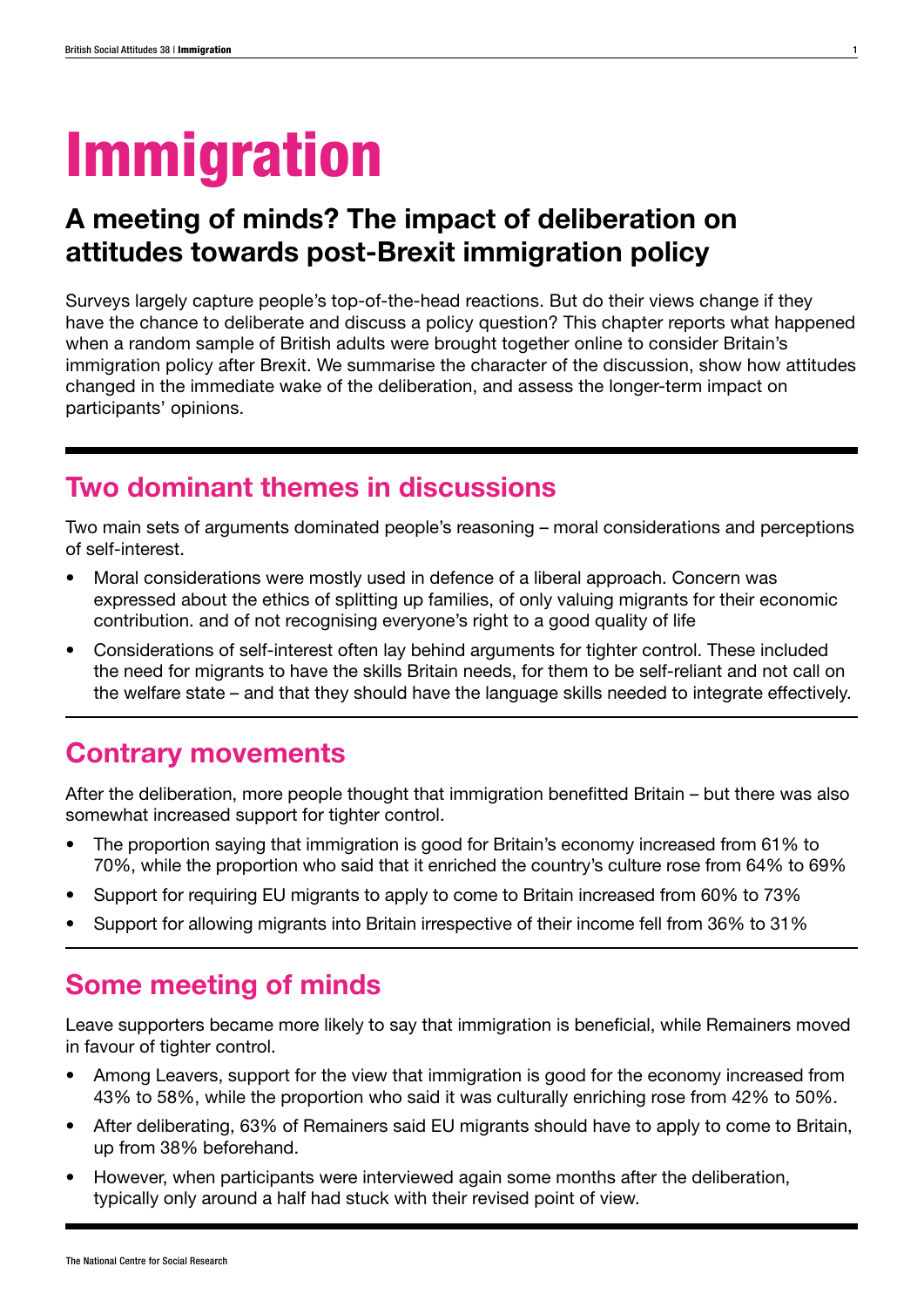# Immigration

## A meeting of minds? The impact of deliberation on attitudes towards post-Brexit immigration policy

Surveys largely capture people's top-of-the-head reactions. But do their views change if they have the chance to deliberate and discuss a policy question? This chapter reports what happened when a random sample of British adults were brought together online to consider Britain's immigration policy after Brexit. We summarise the character of the discussion, show how attitudes changed in the immediate wake of the deliberation, and assess the longer-term impact on participants' opinions.

## Two dominant themes in discussions

Two main sets of arguments dominated people's reasoning – moral considerations and perceptions of self-interest.

- Moral considerations were mostly used in defence of a liberal approach. Concern was expressed about the ethics of splitting up families, of only valuing migrants for their economic contribution. and of not recognising everyone's right to a good quality of life
- Considerations of self-interest often lay behind arguments for tighter control. These included the need for migrants to have the skills Britain needs, for them to be self-reliant and not call on the welfare state – and that they should have the language skills needed to integrate effectively.

## Contrary movements

After the deliberation, more people thought that immigration benefitted Britain – but there was also somewhat increased support for tighter control.

- The proportion saying that immigration is good for Britain's economy increased from 61% to 70%, while the proportion who said that it enriched the country's culture rose from 64% to 69%
- Support for requiring EU migrants to apply to come to Britain increased from 60% to 73%
- Support for allowing migrants into Britain irrespective of their income fell from 36% to 31%

## Some meeting of minds

Leave supporters became more likely to say that immigration is beneficial, while Remainers moved in favour of tighter control.

- Among Leavers, support for the view that immigration is good for the economy increased from 43% to 58%, while the proportion who said it was culturally enriching rose from 42% to 50%.
- After deliberating, 63% of Remainers said EU migrants should have to apply to come to Britain, up from 38% beforehand.
- However, when participants were interviewed again some months after the deliberation, typically only around a half had stuck with their revised point of view.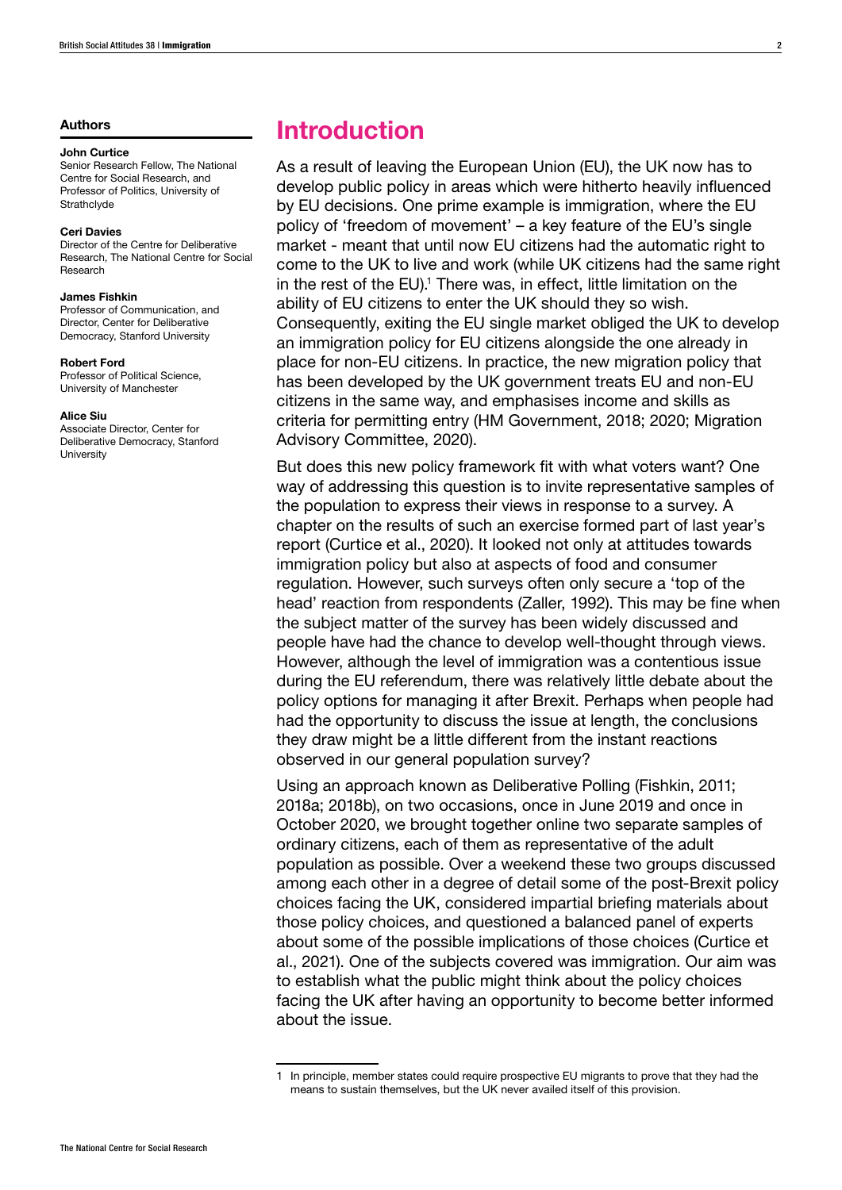## Authors

**John Curtice**
Senior Research Fellow, The National Centre for Social Research, and Professor of Politics, University of Strathclyde

**Ceri Davies**
Director of the Centre for Deliberative Research, The National Centre for Social Research

**James Fishkin**
Professor of Communication, and Director, Center for Deliberative Democracy, Stanford University

**Robert Ford**
Professor of Political Science, University of Manchester

**Alice Siu**
Associate Director, Center for Deliberative Democracy, Stanford University

# Introduction

As a result of leaving the European Union (EU), the UK now has to develop public policy in areas which were hitherto heavily influenced by EU decisions. One prime example is immigration, where the EU policy of 'freedom of movement' – a key feature of the EU's single market - meant that until now EU citizens had the automatic right to come to the UK to live and work (while UK citizens had the same right in the rest of the EU).[1] There was, in effect, little limitation on the ability of EU citizens to enter the UK should they so wish. Consequently, exiting the EU single market obliged the UK to develop an immigration policy for EU citizens alongside the one already in place for non-EU citizens. In practice, the new migration policy that has been developed by the UK government treats EU and non-EU citizens in the same way, and emphasises income and skills as criteria for permitting entry (HM Government, 2018; 2020; Migration Advisory Committee, 2020).

But does this new policy framework fit with what voters want? One way of addressing this question is to invite representative samples of the population to express their views in response to a survey. A chapter on the results of such an exercise formed part of last year's report (Curtice et al., 2020). It looked not only at attitudes towards immigration policy but also at aspects of food and consumer regulation. However, such surveys often only secure a 'top of the head' reaction from respondents (Zaller, 1992). This may be fine when the subject matter of the survey has been widely discussed and people have had the chance to develop well-thought through views. However, although the level of immigration was a contentious issue during the EU referendum, there was relatively little debate about the policy options for managing it after Brexit. Perhaps when people had had the opportunity to discuss the issue at length, the conclusions they draw might be a little different from the instant reactions observed in our general population survey?

Using an approach known as Deliberative Polling (Fishkin, 2011; 2018a; 2018b), on two occasions, once in June 2019 and once in October 2020, we brought together online two separate samples of ordinary citizens, each of them as representative of the adult population as possible. Over a weekend these two groups discussed among each other in a degree of detail some of the post-Brexit policy choices facing the UK, considered impartial briefing materials about those policy choices, and questioned a balanced panel of experts about some of the possible implications of those choices (Curtice et al., 2021). One of the subjects covered was immigration. Our aim was to establish what the public might think about the policy choices facing the UK after having an opportunity to become better informed about the issue.

---

1 In principle, member states could require prospective EU migrants to prove that they had the means to sustain themselves, but the UK never availed itself of this provision.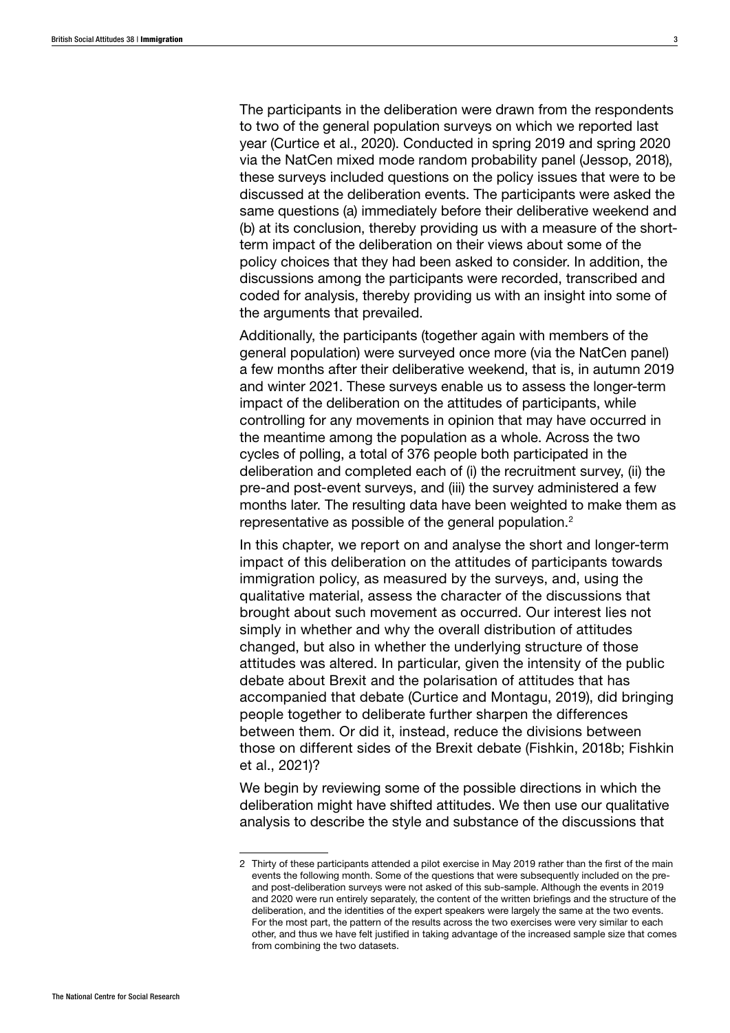The participants in the deliberation were drawn from the respondents to two of the general population surveys on which we reported last year (Curtice et al., 2020). Conducted in spring 2019 and spring 2020 via the NatCen mixed mode random probability panel (Jessop, 2018), these surveys included questions on the policy issues that were to be discussed at the deliberation events. The participants were asked the same questions (a) immediately before their deliberative weekend and (b) at its conclusion, thereby providing us with a measure of the short-term impact of the deliberation on their views about some of the policy choices that they had been asked to consider. In addition, the discussions among the participants were recorded, transcribed and coded for analysis, thereby providing us with an insight into some of the arguments that prevailed.

Additionally, the participants (together again with members of the general population) were surveyed once more (via the NatCen panel) a few months after their deliberative weekend, that is, in autumn 2019 and winter 2021. These surveys enable us to assess the longer-term impact of the deliberation on the attitudes of participants, while controlling for any movements in opinion that may have occurred in the meantime among the population as a whole. Across the two cycles of polling, a total of 376 people both participated in the deliberation and completed each of (i) the recruitment survey, (ii) the pre-and post-event surveys, and (iii) the survey administered a few months later. The resulting data have been weighted to make them as representative as possible of the general population.[2]

In this chapter, we report on and analyse the short and longer-term impact of this deliberation on the attitudes of participants towards immigration policy, as measured by the surveys, and, using the qualitative material, assess the character of the discussions that brought about such movement as occurred. Our interest lies not simply in whether and why the overall distribution of attitudes changed, but also in whether the underlying structure of those attitudes was altered. In particular, given the intensity of the public debate about Brexit and the polarisation of attitudes that has accompanied that debate (Curtice and Montagu, 2019), did bringing people together to deliberate further sharpen the differences between them. Or did it, instead, reduce the divisions between those on different sides of the Brexit debate (Fishkin, 2018b; Fishkin et al., 2021)?

We begin by reviewing some of the possible directions in which the deliberation might have shifted attitudes. We then use our qualitative analysis to describe the style and substance of the discussions that

---

2 Thirty of these participants attended a pilot exercise in May 2019 rather than the first of the main events the following month. Some of the questions that were subsequently included on the pre- and post-deliberation surveys were not asked of this sub-sample. Although the events in 2019 and 2020 were run entirely separately, the content of the written briefings and the structure of the deliberation, and the identities of the expert speakers were largely the same at the two events. For the most part, the pattern of the results across the two exercises were very similar to each other, and thus we have felt justified in taking advantage of the increased sample size that comes from combining the two datasets.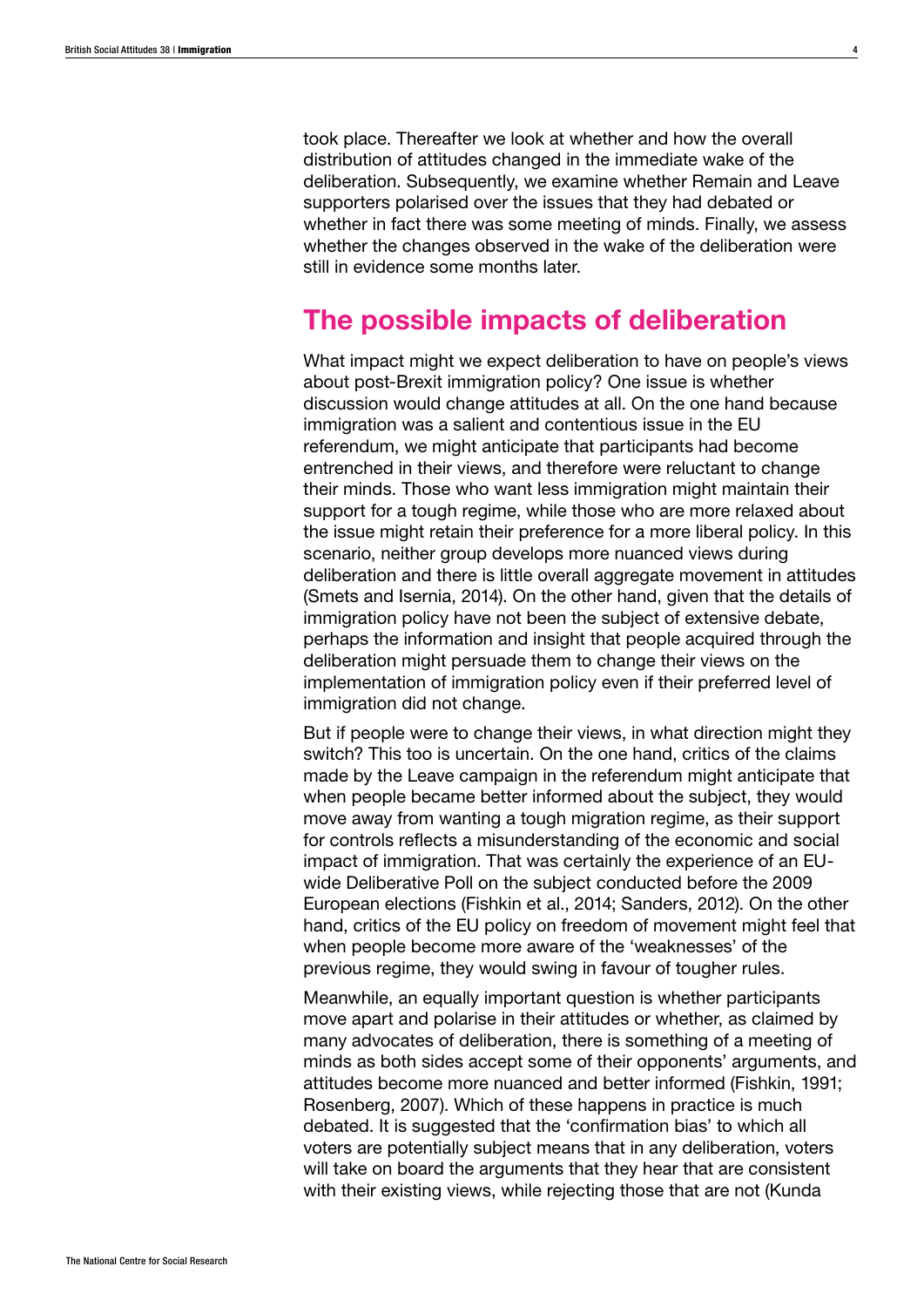took place. Thereafter we look at whether and how the overall distribution of attitudes changed in the immediate wake of the deliberation. Subsequently, we examine whether Remain and Leave supporters polarised over the issues that they had debated or whether in fact there was some meeting of minds. Finally, we assess whether the changes observed in the wake of the deliberation were still in evidence some months later.

## The possible impacts of deliberation

What impact might we expect deliberation to have on people's views about post-Brexit immigration policy? One issue is whether discussion would change attitudes at all. On the one hand because immigration was a salient and contentious issue in the EU referendum, we might anticipate that participants had become entrenched in their views, and therefore were reluctant to change their minds. Those who want less immigration might maintain their support for a tough regime, while those who are more relaxed about the issue might retain their preference for a more liberal policy. In this scenario, neither group develops more nuanced views during deliberation and there is little overall aggregate movement in attitudes (Smets and Isernia, 2014). On the other hand, given that the details of immigration policy have not been the subject of extensive debate, perhaps the information and insight that people acquired through the deliberation might persuade them to change their views on the implementation of immigration policy even if their preferred level of immigration did not change.

But if people were to change their views, in what direction might they switch? This too is uncertain. On the one hand, critics of the claims made by the Leave campaign in the referendum might anticipate that when people became better informed about the subject, they would move away from wanting a tough migration regime, as their support for controls reflects a misunderstanding of the economic and social impact of immigration. That was certainly the experience of an EU-wide Deliberative Poll on the subject conducted before the 2009 European elections (Fishkin et al., 2014; Sanders, 2012). On the other hand, critics of the EU policy on freedom of movement might feel that when people become more aware of the 'weaknesses' of the previous regime, they would swing in favour of tougher rules.

Meanwhile, an equally important question is whether participants move apart and polarise in their attitudes or whether, as claimed by many advocates of deliberation, there is something of a meeting of minds as both sides accept some of their opponents' arguments, and attitudes become more nuanced and better informed (Fishkin, 1991; Rosenberg, 2007). Which of these happens in practice is much debated. It is suggested that the 'confirmation bias' to which all voters are potentially subject means that in any deliberation, voters will take on board the arguments that they hear that are consistent with their existing views, while rejecting those that are not (Kunda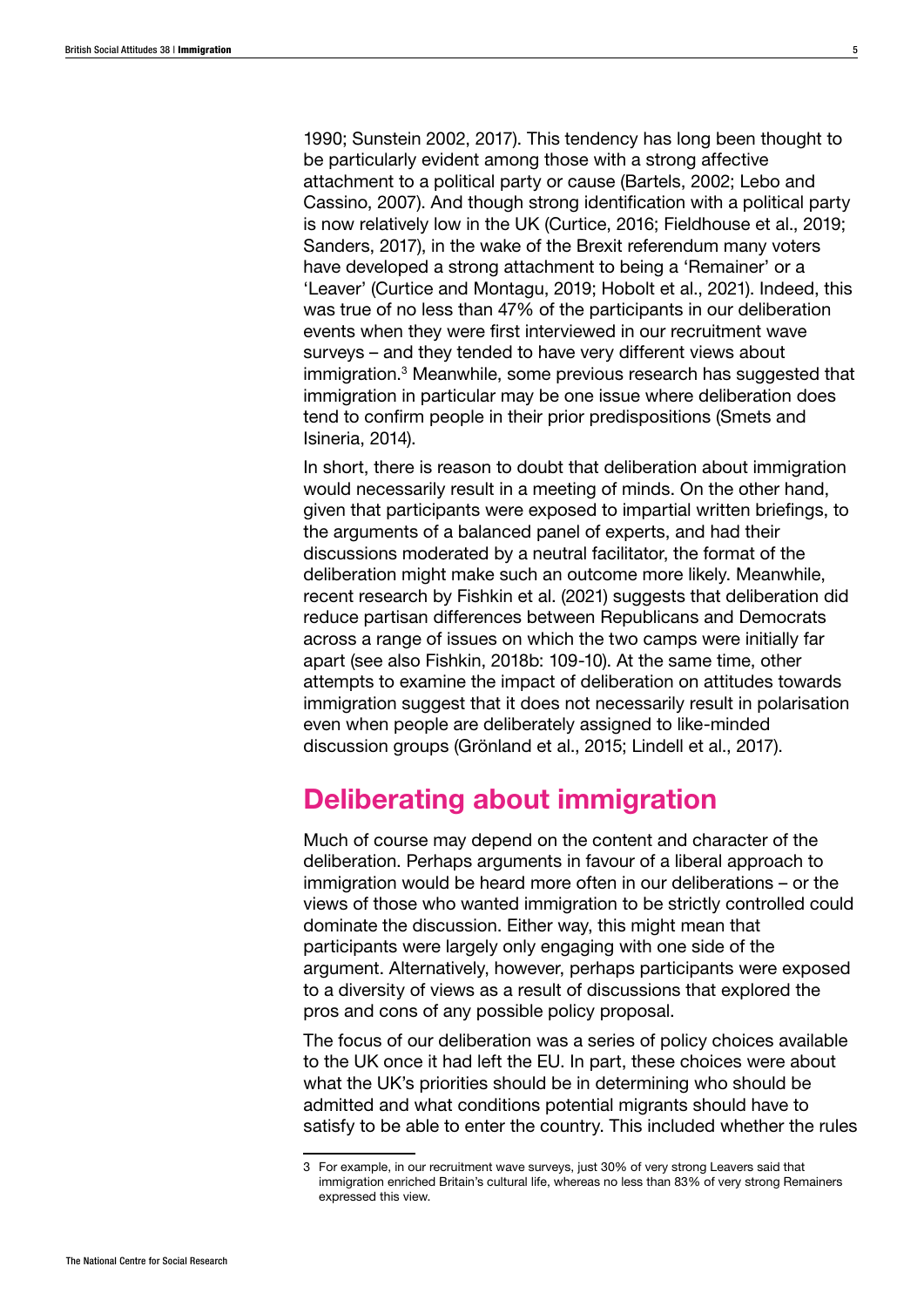1990; Sunstein 2002, 2017). This tendency has long been thought to be particularly evident among those with a strong affective attachment to a political party or cause (Bartels, 2002; Lebo and Cassino, 2007). And though strong identification with a political party is now relatively low in the UK (Curtice, 2016; Fieldhouse et al., 2019; Sanders, 2017), in the wake of the Brexit referendum many voters have developed a strong attachment to being a 'Remainer' or a 'Leaver' (Curtice and Montagu, 2019; Hobolt et al., 2021). Indeed, this was true of no less than 47% of the participants in our deliberation events when they were first interviewed in our recruitment wave surveys – and they tended to have very different views about immigration.[3] Meanwhile, some previous research has suggested that immigration in particular may be one issue where deliberation does tend to confirm people in their prior predispositions (Smets and Isineria, 2014).

In short, there is reason to doubt that deliberation about immigration would necessarily result in a meeting of minds. On the other hand, given that participants were exposed to impartial written briefings, to the arguments of a balanced panel of experts, and had their discussions moderated by a neutral facilitator, the format of the deliberation might make such an outcome more likely. Meanwhile, recent research by Fishkin et al. (2021) suggests that deliberation did reduce partisan differences between Republicans and Democrats across a range of issues on which the two camps were initially far apart (see also Fishkin, 2018b: 109-10). At the same time, other attempts to examine the impact of deliberation on attitudes towards immigration suggest that it does not necessarily result in polarisation even when people are deliberately assigned to like-minded discussion groups (Grönland et al., 2015; Lindell et al., 2017).

## Deliberating about immigration

Much of course may depend on the content and character of the deliberation. Perhaps arguments in favour of a liberal approach to immigration would be heard more often in our deliberations – or the views of those who wanted immigration to be strictly controlled could dominate the discussion. Either way, this might mean that participants were largely only engaging with one side of the argument. Alternatively, however, perhaps participants were exposed to a diversity of views as a result of discussions that explored the pros and cons of any possible policy proposal.

The focus of our deliberation was a series of policy choices available to the UK once it had left the EU. In part, these choices were about what the UK's priorities should be in determining who should be admitted and what conditions potential migrants should have to satisfy to be able to enter the country. This included whether the rules

---

3 For example, in our recruitment wave surveys, just 30% of very strong Leavers said that immigration enriched Britain's cultural life, whereas no less than 83% of very strong Remainers expressed this view.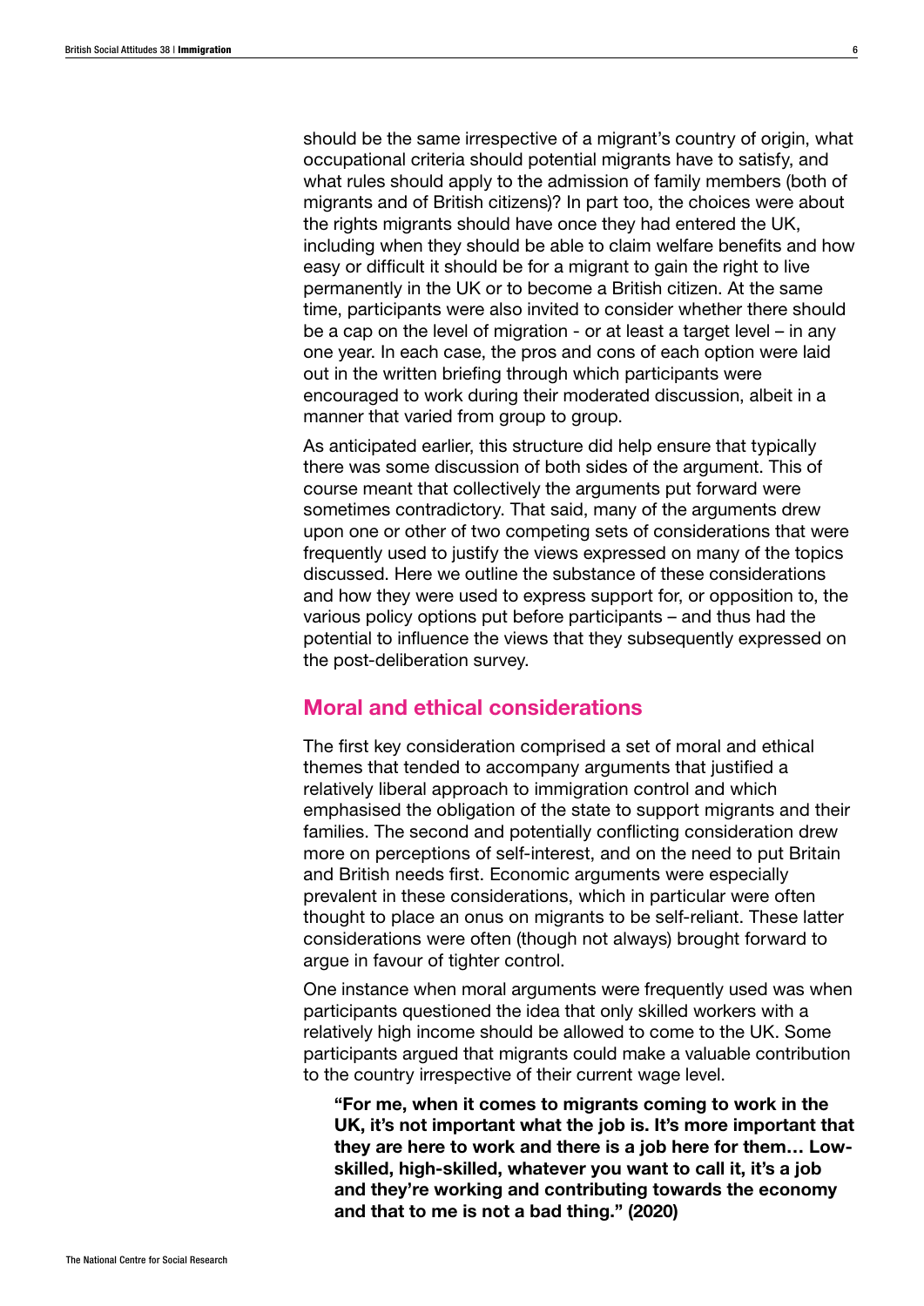should be the same irrespective of a migrant's country of origin, what occupational criteria should potential migrants have to satisfy, and what rules should apply to the admission of family members (both of migrants and of British citizens)? In part too, the choices were about the rights migrants should have once they had entered the UK, including when they should be able to claim welfare benefits and how easy or difficult it should be for a migrant to gain the right to live permanently in the UK or to become a British citizen. At the same time, participants were also invited to consider whether there should be a cap on the level of migration - or at least a target level – in any one year. In each case, the pros and cons of each option were laid out in the written briefing through which participants were encouraged to work during their moderated discussion, albeit in a manner that varied from group to group.

As anticipated earlier, this structure did help ensure that typically there was some discussion of both sides of the argument. This of course meant that collectively the arguments put forward were sometimes contradictory. That said, many of the arguments drew upon one or other of two competing sets of considerations that were frequently used to justify the views expressed on many of the topics discussed. Here we outline the substance of these considerations and how they were used to express support for, or opposition to, the various policy options put before participants – and thus had the potential to influence the views that they subsequently expressed on the post-deliberation survey.

## Moral and ethical considerations

The first key consideration comprised a set of moral and ethical themes that tended to accompany arguments that justified a relatively liberal approach to immigration control and which emphasised the obligation of the state to support migrants and their families. The second and potentially conflicting consideration drew more on perceptions of self-interest, and on the need to put Britain and British needs first. Economic arguments were especially prevalent in these considerations, which in particular were often thought to place an onus on migrants to be self-reliant. These latter considerations were often (though not always) brought forward to argue in favour of tighter control.

One instance when moral arguments were frequently used was when participants questioned the idea that only skilled workers with a relatively high income should be allowed to come to the UK. Some participants argued that migrants could make a valuable contribution to the country irrespective of their current wage level.

> **"For me, when it comes to migrants coming to work in the UK, it's not important what the job is. It's more important that they are here to work and there is a job here for them… Low-skilled, high-skilled, whatever you want to call it, it's a job and they're working and contributing towards the economy and that to me is not a bad thing." (2020)**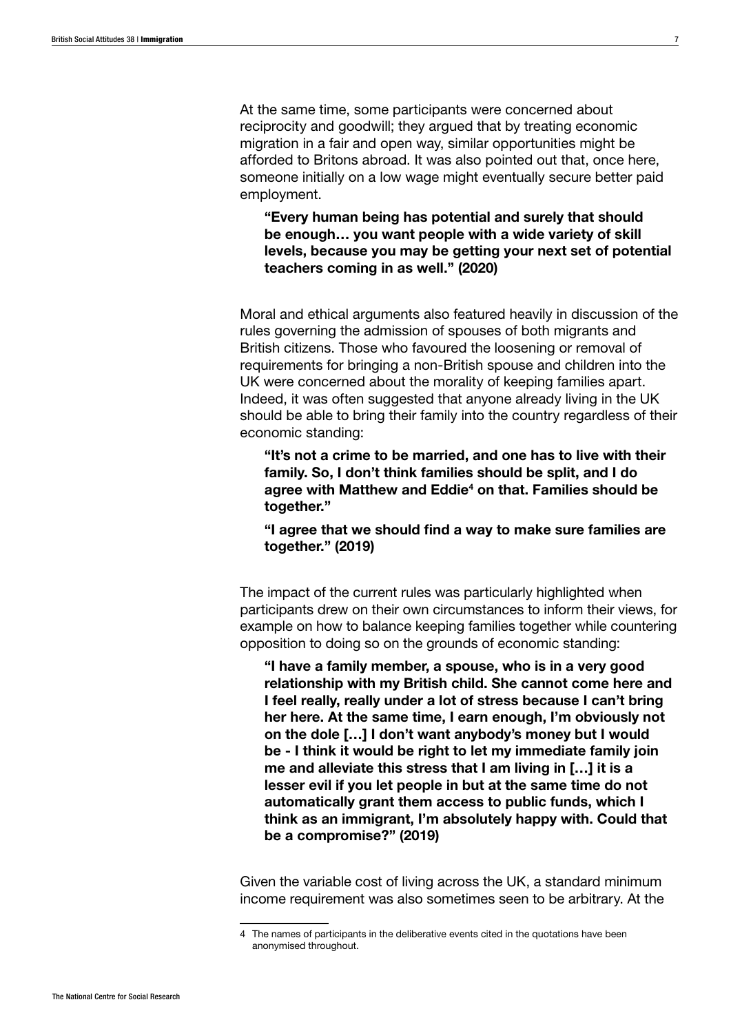At the same time, some participants were concerned about reciprocity and goodwill; they argued that by treating economic migration in a fair and open way, similar opportunities might be afforded to Britons abroad. It was also pointed out that, once here, someone initially on a low wage might eventually secure better paid employment.

> **"Every human being has potential and surely that should be enough… you want people with a wide variety of skill levels, because you may be getting your next set of potential teachers coming in as well." (2020)**

Moral and ethical arguments also featured heavily in discussion of the rules governing the admission of spouses of both migrants and British citizens. Those who favoured the loosening or removal of requirements for bringing a non-British spouse and children into the UK were concerned about the morality of keeping families apart. Indeed, it was often suggested that anyone already living in the UK should be able to bring their family into the country regardless of their economic standing:

> **"It's not a crime to be married, and one has to live with their family. So, I don't think families should be split, and I do agree with Matthew and Eddie[4] on that. Families should be together."**
>
> **"I agree that we should find a way to make sure families are together." (2019)**

The impact of the current rules was particularly highlighted when participants drew on their own circumstances to inform their views, for example on how to balance keeping families together while countering opposition to doing so on the grounds of economic standing:

> **"I have a family member, a spouse, who is in a very good relationship with my British child. She cannot come here and I feel really, really under a lot of stress because I can't bring her here. At the same time, I earn enough, I'm obviously not on the dole […] I don't want anybody's money but I would be - I think it would be right to let my immediate family join me and alleviate this stress that I am living in […] it is a lesser evil if you let people in but at the same time do not automatically grant them access to public funds, which I think as an immigrant, I'm absolutely happy with. Could that be a compromise?" (2019)**

Given the variable cost of living across the UK, a standard minimum income requirement was also sometimes seen to be arbitrary. At the

---

4 The names of participants in the deliberative events cited in the quotations have been anonymised throughout.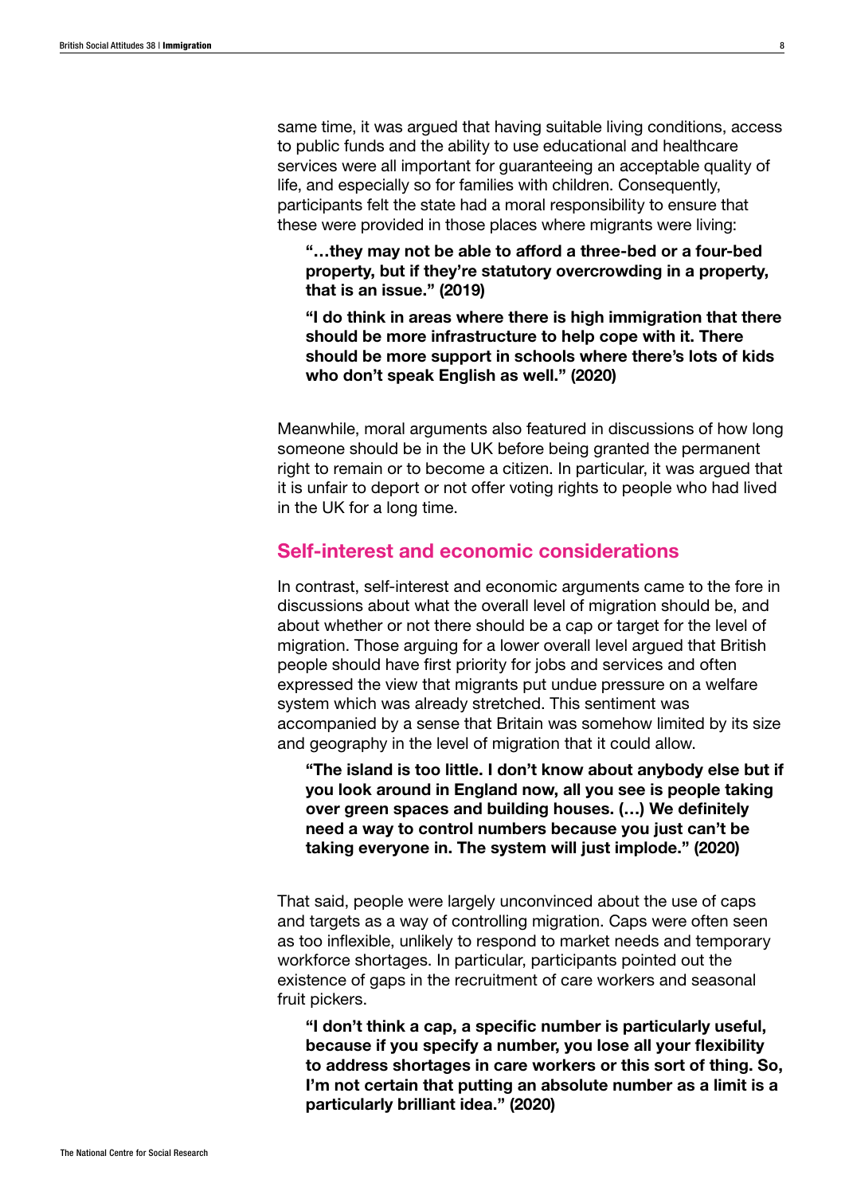same time, it was argued that having suitable living conditions, access to public funds and the ability to use educational and healthcare services were all important for guaranteeing an acceptable quality of life, and especially so for families with children. Consequently, participants felt the state had a moral responsibility to ensure that these were provided in those places where migrants were living:

> **"…they may not be able to afford a three-bed or a four-bed property, but if they're statutory overcrowding in a property, that is an issue." (2019)**

> **"I do think in areas where there is high immigration that there should be more infrastructure to help cope with it. There should be more support in schools where there's lots of kids who don't speak English as well." (2020)**

Meanwhile, moral arguments also featured in discussions of how long someone should be in the UK before being granted the permanent right to remain or to become a citizen. In particular, it was argued that it is unfair to deport or not offer voting rights to people who had lived in the UK for a long time.

## Self-interest and economic considerations

In contrast, self-interest and economic arguments came to the fore in discussions about what the overall level of migration should be, and about whether or not there should be a cap or target for the level of migration. Those arguing for a lower overall level argued that British people should have first priority for jobs and services and often expressed the view that migrants put undue pressure on a welfare system which was already stretched. This sentiment was accompanied by a sense that Britain was somehow limited by its size and geography in the level of migration that it could allow.

> **"The island is too little. I don't know about anybody else but if you look around in England now, all you see is people taking over green spaces and building houses. (…) We definitely need a way to control numbers because you just can't be taking everyone in. The system will just implode." (2020)**

That said, people were largely unconvinced about the use of caps and targets as a way of controlling migration. Caps were often seen as too inflexible, unlikely to respond to market needs and temporary workforce shortages. In particular, participants pointed out the existence of gaps in the recruitment of care workers and seasonal fruit pickers.

> **"I don't think a cap, a specific number is particularly useful, because if you specify a number, you lose all your flexibility to address shortages in care workers or this sort of thing. So, I'm not certain that putting an absolute number as a limit is a particularly brilliant idea." (2020)**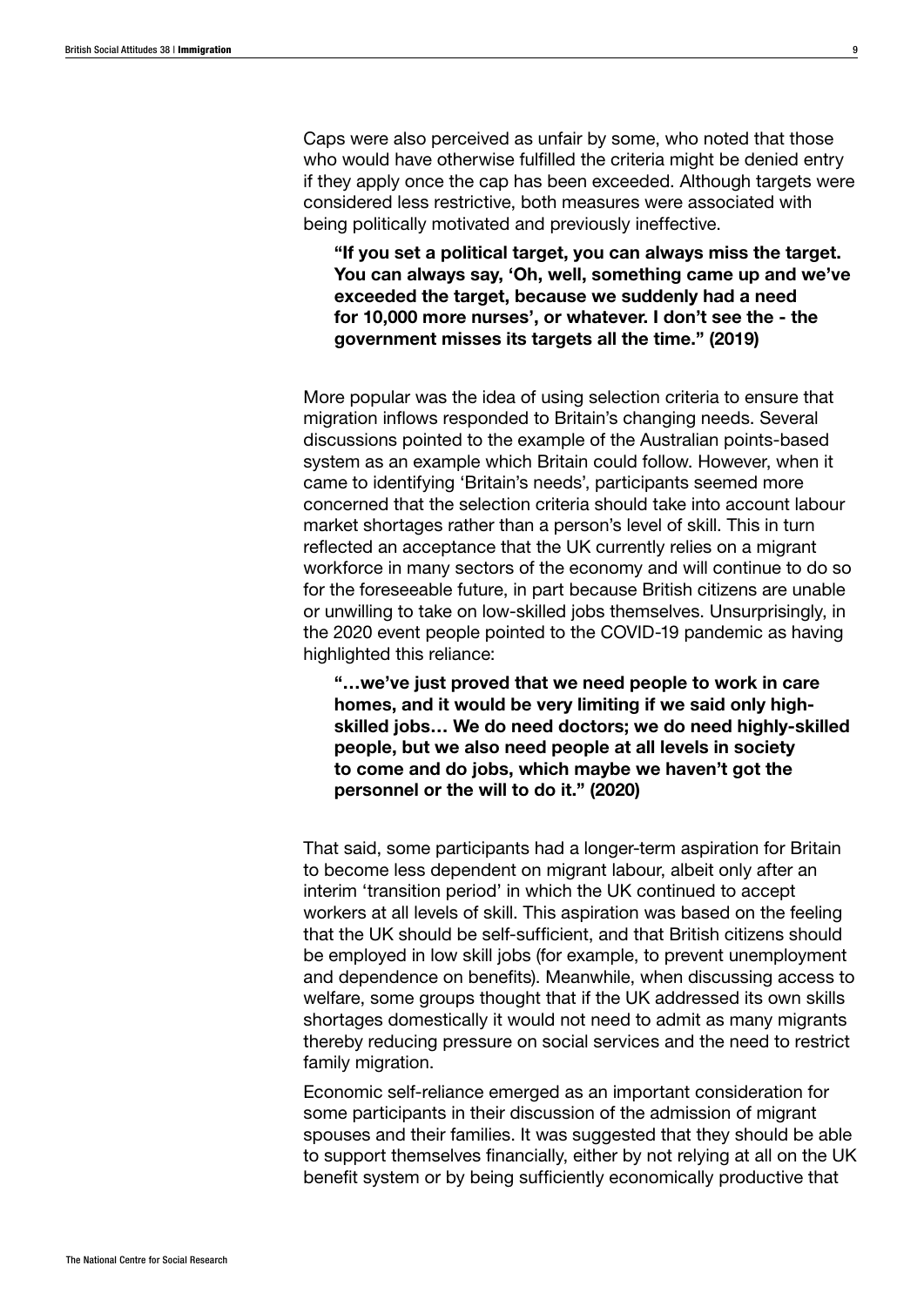Caps were also perceived as unfair by some, who noted that those who would have otherwise fulfilled the criteria might be denied entry if they apply once the cap has been exceeded. Although targets were considered less restrictive, both measures were associated with being politically motivated and previously ineffective.

> **"If you set a political target, you can always miss the target. You can always say, 'Oh, well, something came up and we've exceeded the target, because we suddenly had a need for 10,000 more nurses', or whatever. I don't see the - the government misses its targets all the time." (2019)**

More popular was the idea of using selection criteria to ensure that migration inflows responded to Britain's changing needs. Several discussions pointed to the example of the Australian points-based system as an example which Britain could follow. However, when it came to identifying 'Britain's needs', participants seemed more concerned that the selection criteria should take into account labour market shortages rather than a person's level of skill. This in turn reflected an acceptance that the UK currently relies on a migrant workforce in many sectors of the economy and will continue to do so for the foreseeable future, in part because British citizens are unable or unwilling to take on low-skilled jobs themselves. Unsurprisingly, in the 2020 event people pointed to the COVID-19 pandemic as having highlighted this reliance:

> **"…we've just proved that we need people to work in care homes, and it would be very limiting if we said only high-skilled jobs… We do need doctors; we do need highly-skilled people, but we also need people at all levels in society to come and do jobs, which maybe we haven't got the personnel or the will to do it." (2020)**

That said, some participants had a longer-term aspiration for Britain to become less dependent on migrant labour, albeit only after an interim 'transition period' in which the UK continued to accept workers at all levels of skill. This aspiration was based on the feeling that the UK should be self-sufficient, and that British citizens should be employed in low skill jobs (for example, to prevent unemployment and dependence on benefits). Meanwhile, when discussing access to welfare, some groups thought that if the UK addressed its own skills shortages domestically it would not need to admit as many migrants thereby reducing pressure on social services and the need to restrict family migration.

Economic self-reliance emerged as an important consideration for some participants in their discussion of the admission of migrant spouses and their families. It was suggested that they should be able to support themselves financially, either by not relying at all on the UK benefit system or by being sufficiently economically productive that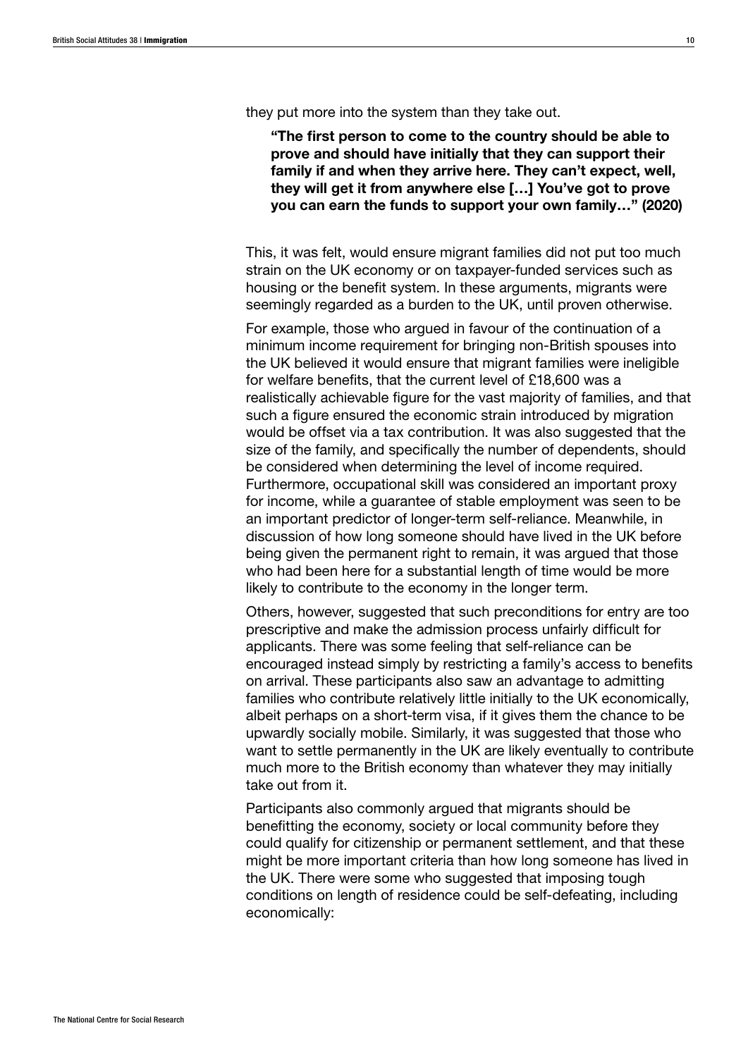they put more into the system than they take out.

> **"The first person to come to the country should be able to prove and should have initially that they can support their family if and when they arrive here. They can't expect, well, they will get it from anywhere else […] You've got to prove you can earn the funds to support your own family…" (2020)**

This, it was felt, would ensure migrant families did not put too much strain on the UK economy or on taxpayer-funded services such as housing or the benefit system. In these arguments, migrants were seemingly regarded as a burden to the UK, until proven otherwise.

For example, those who argued in favour of the continuation of a minimum income requirement for bringing non-British spouses into the UK believed it would ensure that migrant families were ineligible for welfare benefits, that the current level of £18,600 was a realistically achievable figure for the vast majority of families, and that such a figure ensured the economic strain introduced by migration would be offset via a tax contribution. It was also suggested that the size of the family, and specifically the number of dependents, should be considered when determining the level of income required. Furthermore, occupational skill was considered an important proxy for income, while a guarantee of stable employment was seen to be an important predictor of longer-term self-reliance. Meanwhile, in discussion of how long someone should have lived in the UK before being given the permanent right to remain, it was argued that those who had been here for a substantial length of time would be more likely to contribute to the economy in the longer term.

Others, however, suggested that such preconditions for entry are too prescriptive and make the admission process unfairly difficult for applicants. There was some feeling that self-reliance can be encouraged instead simply by restricting a family's access to benefits on arrival. These participants also saw an advantage to admitting families who contribute relatively little initially to the UK economically, albeit perhaps on a short-term visa, if it gives them the chance to be upwardly socially mobile. Similarly, it was suggested that those who want to settle permanently in the UK are likely eventually to contribute much more to the British economy than whatever they may initially take out from it.

Participants also commonly argued that migrants should be benefitting the economy, society or local community before they could qualify for citizenship or permanent settlement, and that these might be more important criteria than how long someone has lived in the UK. There were some who suggested that imposing tough conditions on length of residence could be self-defeating, including economically: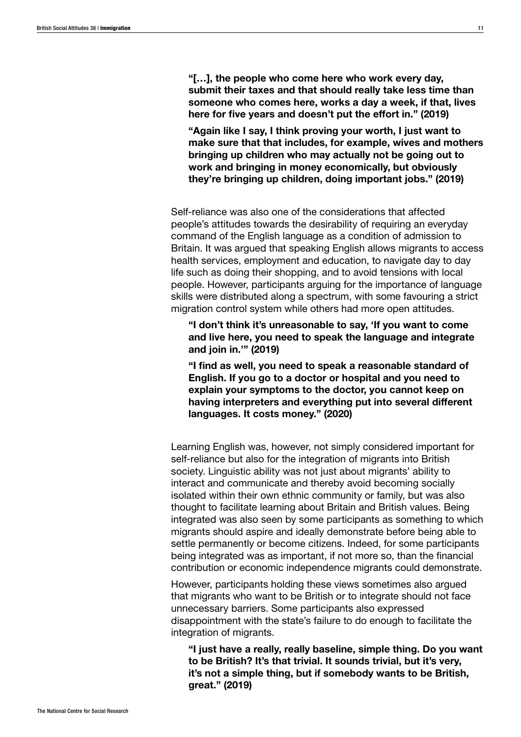**"[…], the people who come here who work every day, submit their taxes and that should really take less time than someone who comes here, works a day a week, if that, lives here for five years and doesn't put the effort in." (2019)**

**"Again like I say, I think proving your worth, I just want to make sure that that includes, for example, wives and mothers bringing up children who may actually not be going out to work and bringing in money economically, but obviously they're bringing up children, doing important jobs." (2019)**

Self-reliance was also one of the considerations that affected people's attitudes towards the desirability of requiring an everyday command of the English language as a condition of admission to Britain. It was argued that speaking English allows migrants to access health services, employment and education, to navigate day to day life such as doing their shopping, and to avoid tensions with local people. However, participants arguing for the importance of language skills were distributed along a spectrum, with some favouring a strict migration control system while others had more open attitudes.

**"I don't think it's unreasonable to say, 'If you want to come and live here, you need to speak the language and integrate and join in.'" (2019)**

**"I find as well, you need to speak a reasonable standard of English. If you go to a doctor or hospital and you need to explain your symptoms to the doctor, you cannot keep on having interpreters and everything put into several different languages. It costs money." (2020)**

Learning English was, however, not simply considered important for self-reliance but also for the integration of migrants into British society. Linguistic ability was not just about migrants' ability to interact and communicate and thereby avoid becoming socially isolated within their own ethnic community or family, but was also thought to facilitate learning about Britain and British values. Being integrated was also seen by some participants as something to which migrants should aspire and ideally demonstrate before being able to settle permanently or become citizens. Indeed, for some participants being integrated was as important, if not more so, than the financial contribution or economic independence migrants could demonstrate.

However, participants holding these views sometimes also argued that migrants who want to be British or to integrate should not face unnecessary barriers. Some participants also expressed disappointment with the state's failure to do enough to facilitate the integration of migrants.

**"I just have a really, really baseline, simple thing. Do you want to be British? It's that trivial. It sounds trivial, but it's very, it's not a simple thing, but if somebody wants to be British, great." (2019)**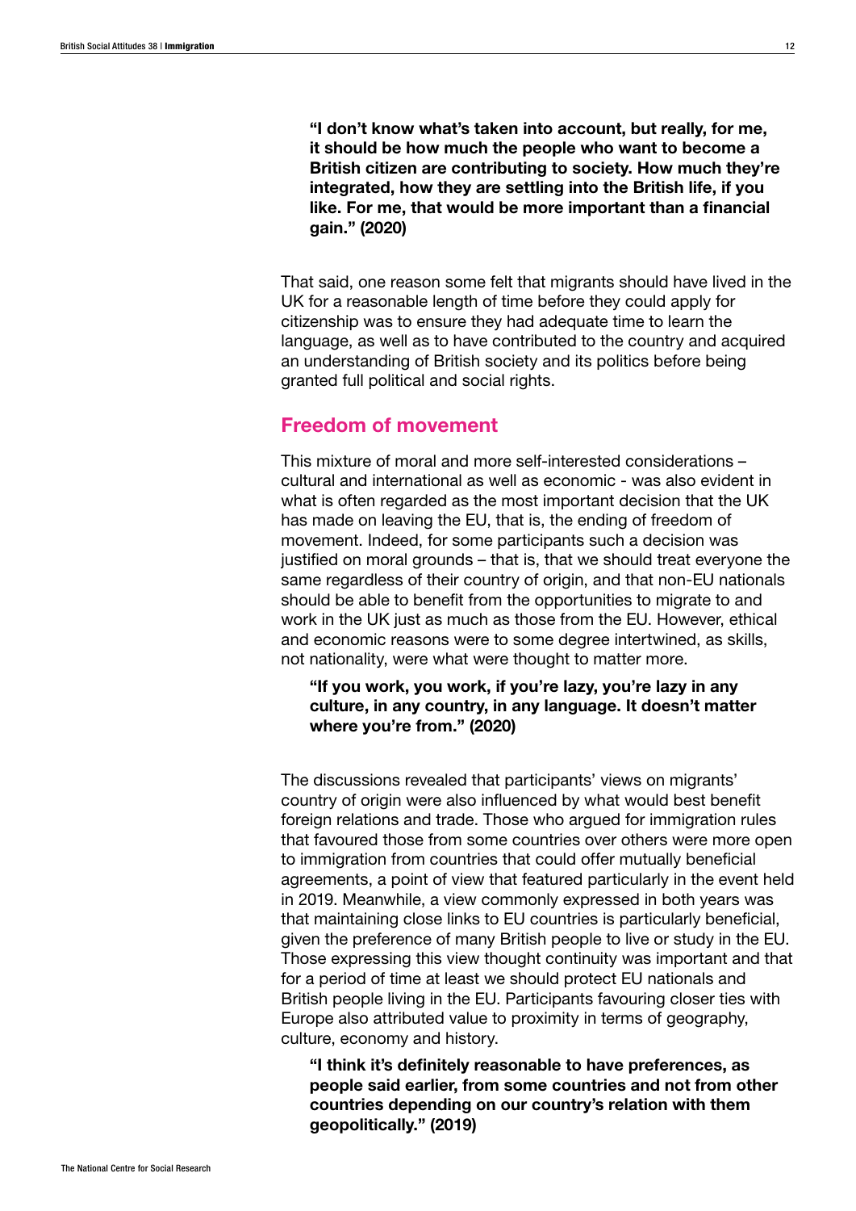**"I don't know what's taken into account, but really, for me, it should be how much the people who want to become a British citizen are contributing to society. How much they're integrated, how they are settling into the British life, if you like. For me, that would be more important than a financial gain." (2020)**

That said, one reason some felt that migrants should have lived in the UK for a reasonable length of time before they could apply for citizenship was to ensure they had adequate time to learn the language, as well as to have contributed to the country and acquired an understanding of British society and its politics before being granted full political and social rights.

## Freedom of movement

This mixture of moral and more self-interested considerations – cultural and international as well as economic - was also evident in what is often regarded as the most important decision that the UK has made on leaving the EU, that is, the ending of freedom of movement. Indeed, for some participants such a decision was justified on moral grounds – that is, that we should treat everyone the same regardless of their country of origin, and that non-EU nationals should be able to benefit from the opportunities to migrate to and work in the UK just as much as those from the EU. However, ethical and economic reasons were to some degree intertwined, as skills, not nationality, were what were thought to matter more.

**"If you work, you work, if you're lazy, you're lazy in any culture, in any country, in any language. It doesn't matter where you're from." (2020)**

The discussions revealed that participants' views on migrants' country of origin were also influenced by what would best benefit foreign relations and trade. Those who argued for immigration rules that favoured those from some countries over others were more open to immigration from countries that could offer mutually beneficial agreements, a point of view that featured particularly in the event held in 2019. Meanwhile, a view commonly expressed in both years was that maintaining close links to EU countries is particularly beneficial, given the preference of many British people to live or study in the EU. Those expressing this view thought continuity was important and that for a period of time at least we should protect EU nationals and British people living in the EU. Participants favouring closer ties with Europe also attributed value to proximity in terms of geography, culture, economy and history.

**"I think it's definitely reasonable to have preferences, as people said earlier, from some countries and not from other countries depending on our country's relation with them geopolitically." (2019)**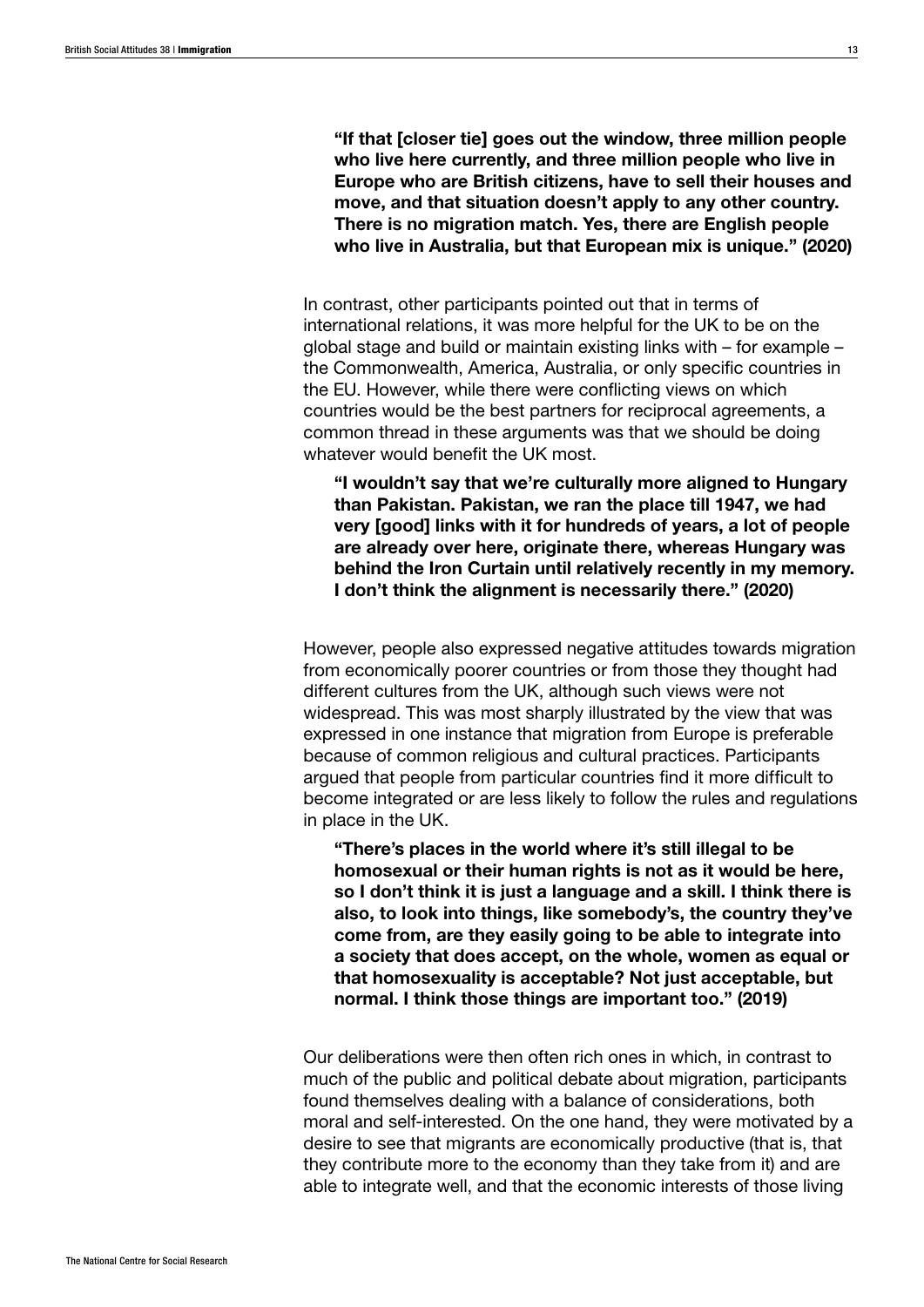**"If that [closer tie] goes out the window, three million people who live here currently, and three million people who live in Europe who are British citizens, have to sell their houses and move, and that situation doesn't apply to any other country. There is no migration match. Yes, there are English people who live in Australia, but that European mix is unique." (2020)**

In contrast, other participants pointed out that in terms of international relations, it was more helpful for the UK to be on the global stage and build or maintain existing links with – for example – the Commonwealth, America, Australia, or only specific countries in the EU. However, while there were conflicting views on which countries would be the best partners for reciprocal agreements, a common thread in these arguments was that we should be doing whatever would benefit the UK most.

**"I wouldn't say that we're culturally more aligned to Hungary than Pakistan. Pakistan, we ran the place till 1947, we had very [good] links with it for hundreds of years, a lot of people are already over here, originate there, whereas Hungary was behind the Iron Curtain until relatively recently in my memory. I don't think the alignment is necessarily there." (2020)**

However, people also expressed negative attitudes towards migration from economically poorer countries or from those they thought had different cultures from the UK, although such views were not widespread. This was most sharply illustrated by the view that was expressed in one instance that migration from Europe is preferable because of common religious and cultural practices. Participants argued that people from particular countries find it more difficult to become integrated or are less likely to follow the rules and regulations in place in the UK.

**"There's places in the world where it's still illegal to be homosexual or their human rights is not as it would be here, so I don't think it is just a language and a skill. I think there is also, to look into things, like somebody's, the country they've come from, are they easily going to be able to integrate into a society that does accept, on the whole, women as equal or that homosexuality is acceptable? Not just acceptable, but normal. I think those things are important too." (2019)**

Our deliberations were then often rich ones in which, in contrast to much of the public and political debate about migration, participants found themselves dealing with a balance of considerations, both moral and self-interested. On the one hand, they were motivated by a desire to see that migrants are economically productive (that is, that they contribute more to the economy than they take from it) and are able to integrate well, and that the economic interests of those living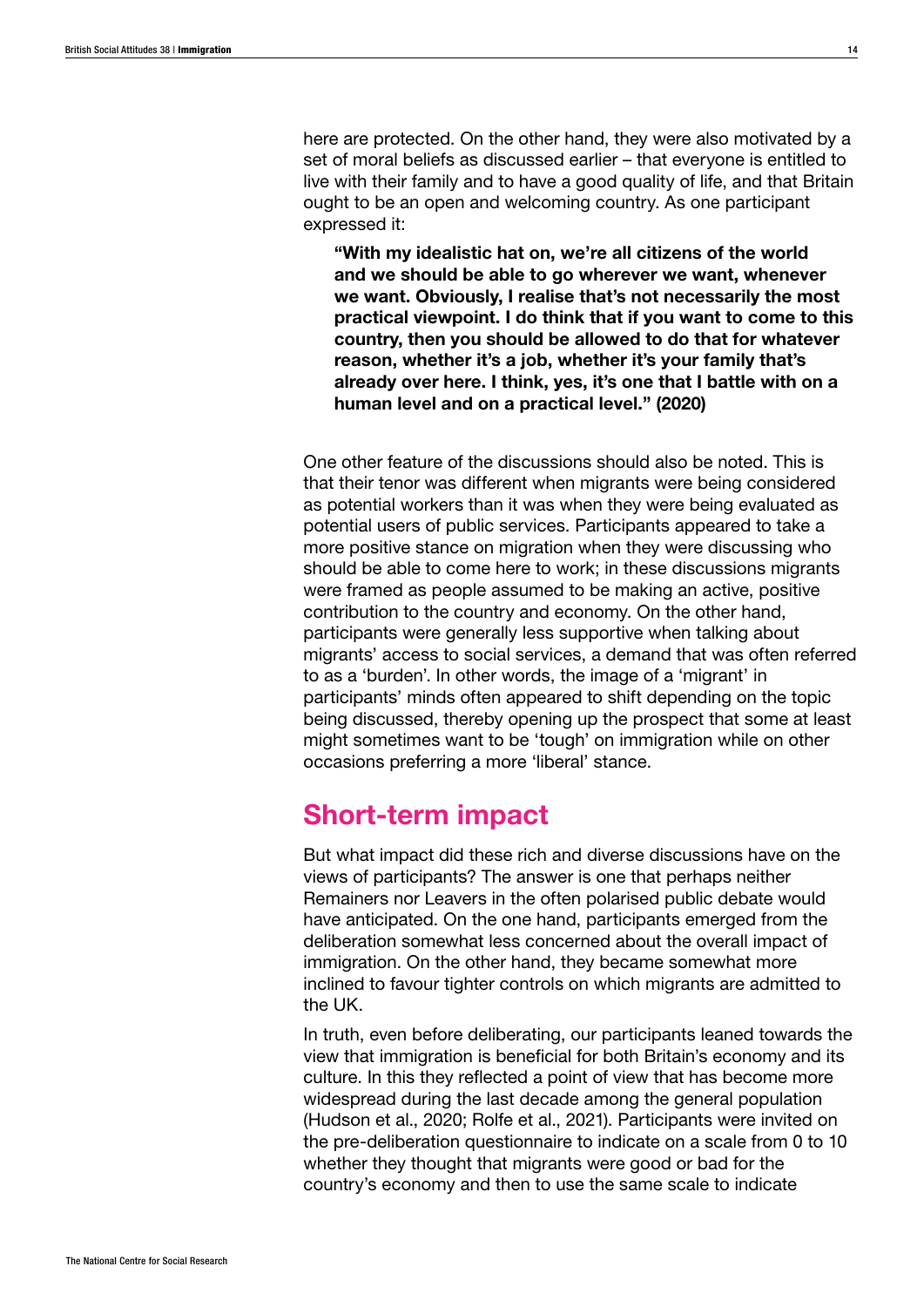here are protected. On the other hand, they were also motivated by a set of moral beliefs as discussed earlier – that everyone is entitled to live with their family and to have a good quality of life, and that Britain ought to be an open and welcoming country. As one participant expressed it:

> **"With my idealistic hat on, we're all citizens of the world and we should be able to go wherever we want, whenever we want. Obviously, I realise that's not necessarily the most practical viewpoint. I do think that if you want to come to this country, then you should be allowed to do that for whatever reason, whether it's a job, whether it's your family that's already over here. I think, yes, it's one that I battle with on a human level and on a practical level." (2020)**

One other feature of the discussions should also be noted. This is that their tenor was different when migrants were being considered as potential workers than it was when they were being evaluated as potential users of public services. Participants appeared to take a more positive stance on migration when they were discussing who should be able to come here to work; in these discussions migrants were framed as people assumed to be making an active, positive contribution to the country and economy. On the other hand, participants were generally less supportive when talking about migrants' access to social services, a demand that was often referred to as a 'burden'. In other words, the image of a 'migrant' in participants' minds often appeared to shift depending on the topic being discussed, thereby opening up the prospect that some at least might sometimes want to be 'tough' on immigration while on other occasions preferring a more 'liberal' stance.

## Short-term impact

But what impact did these rich and diverse discussions have on the views of participants? The answer is one that perhaps neither Remainers nor Leavers in the often polarised public debate would have anticipated. On the one hand, participants emerged from the deliberation somewhat less concerned about the overall impact of immigration. On the other hand, they became somewhat more inclined to favour tighter controls on which migrants are admitted to the UK.

In truth, even before deliberating, our participants leaned towards the view that immigration is beneficial for both Britain's economy and its culture. In this they reflected a point of view that has become more widespread during the last decade among the general population (Hudson et al., 2020; Rolfe et al., 2021). Participants were invited on the pre-deliberation questionnaire to indicate on a scale from 0 to 10 whether they thought that migrants were good or bad for the country's economy and then to use the same scale to indicate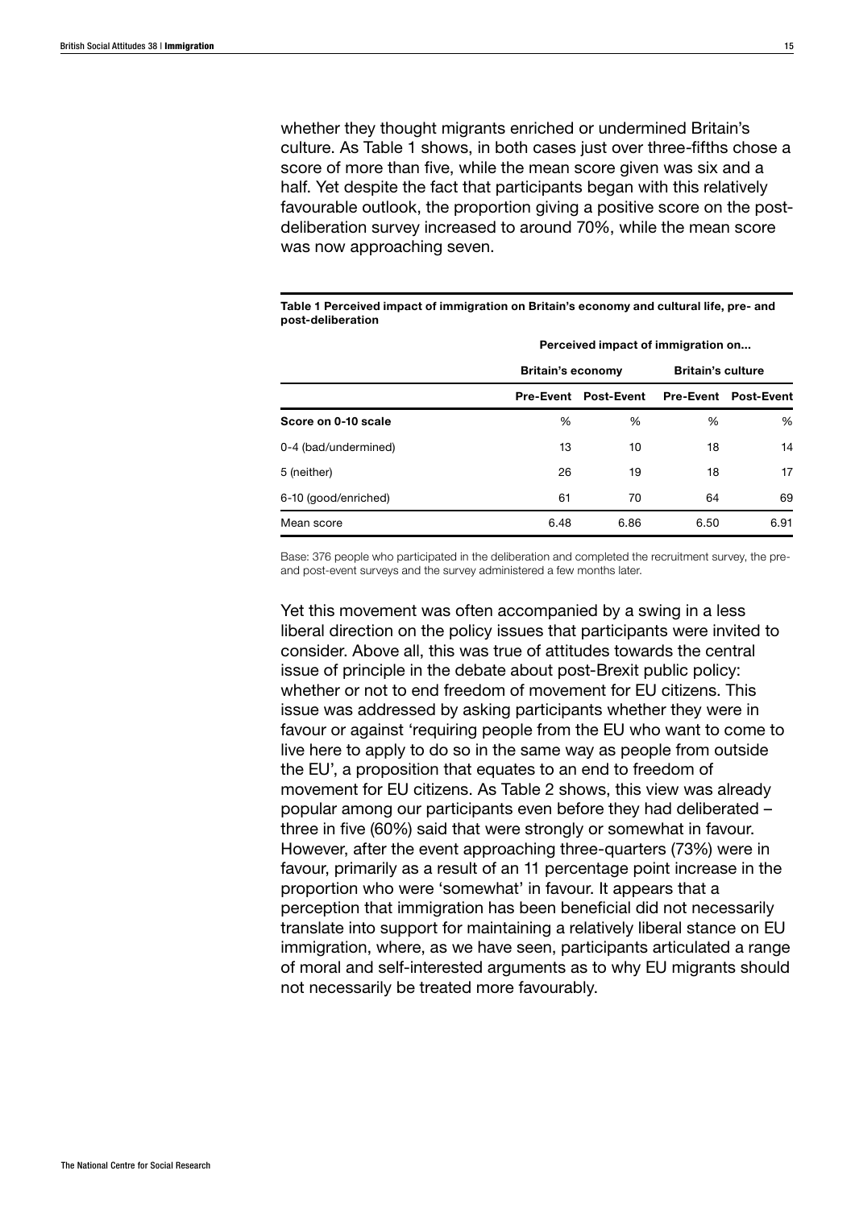whether they thought migrants enriched or undermined Britain's culture. As Table 1 shows, in both cases just over three-fifths chose a score of more than five, while the mean score given was six and a half. Yet despite the fact that participants began with this relatively favourable outlook, the proportion giving a positive score on the post-deliberation survey increased to around 70%, while the mean score was now approaching seven.

**Table 1 Perceived impact of immigration on Britain's economy and cultural life, pre- and post-deliberation**

| | Perceived impact of immigration on... | | | |
|---|---|---|---|---|
| | Britain's economy | | Britain's culture | |
| | Pre-Event | Post-Event | Pre-Event | Post-Event |
| **Score on 0-10 scale** | % | % | % | % |
| 0-4 (bad/undermined) | 13 | 10 | 18 | 14 |
| 5 (neither) | 26 | 19 | 18 | 17 |
| 6-10 (good/enriched) | 61 | 70 | 64 | 69 |
| Mean score | 6.48 | 6.86 | 6.50 | 6.91 |

Base: 376 people who participated in the deliberation and completed the recruitment survey, the pre- and post-event surveys and the survey administered a few months later.

Yet this movement was often accompanied by a swing in a less liberal direction on the policy issues that participants were invited to consider. Above all, this was true of attitudes towards the central issue of principle in the debate about post-Brexit public policy: whether or not to end freedom of movement for EU citizens. This issue was addressed by asking participants whether they were in favour or against 'requiring people from the EU who want to come to live here to apply to do so in the same way as people from outside the EU', a proposition that equates to an end to freedom of movement for EU citizens. As Table 2 shows, this view was already popular among our participants even before they had deliberated – three in five (60%) said that were strongly or somewhat in favour. However, after the event approaching three-quarters (73%) were in favour, primarily as a result of an 11 percentage point increase in the proportion who were 'somewhat' in favour. It appears that a perception that immigration has been beneficial did not necessarily translate into support for maintaining a relatively liberal stance on EU immigration, where, as we have seen, participants articulated a range of moral and self-interested arguments as to why EU migrants should not necessarily be treated more favourably.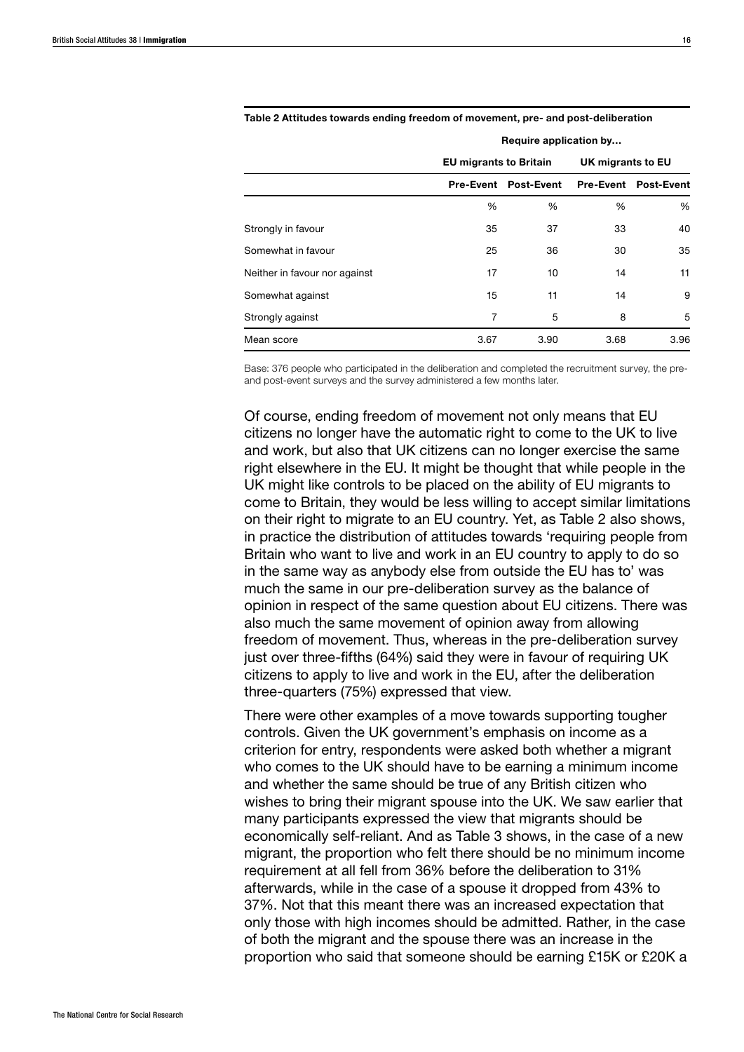**Table 2 Attitudes towards ending freedom of movement, pre- and post-deliberation**

| | Require application by... | | | |
|---|---|---|---|---|
| | EU migrants to Britain | | UK migrants to EU | |
| | Pre-Event | Post-Event | Pre-Event | Post-Event |
| | % | % | % | % |
| Strongly in favour | 35 | 37 | 33 | 40 |
| Somewhat in favour | 25 | 36 | 30 | 35 |
| Neither in favour nor against | 17 | 10 | 14 | 11 |
| Somewhat against | 15 | 11 | 14 | 9 |
| Strongly against | 7 | 5 | 8 | 5 |
| Mean score | 3.67 | 3.90 | 3.68 | 3.96 |

Base: 376 people who participated in the deliberation and completed the recruitment survey, the pre- and post-event surveys and the survey administered a few months later.

Of course, ending freedom of movement not only means that EU citizens no longer have the automatic right to come to the UK to live and work, but also that UK citizens can no longer exercise the same right elsewhere in the EU. It might be thought that while people in the UK might like controls to be placed on the ability of EU migrants to come to Britain, they would be less willing to accept similar limitations on their right to migrate to an EU country. Yet, as Table 2 also shows, in practice the distribution of attitudes towards 'requiring people from Britain who want to live and work in an EU country to apply to do so in the same way as anybody else from outside the EU has to' was much the same in our pre-deliberation survey as the balance of opinion in respect of the same question about EU citizens. There was also much the same movement of opinion away from allowing freedom of movement. Thus, whereas in the pre-deliberation survey just over three-fifths (64%) said they were in favour of requiring UK citizens to apply to live and work in the EU, after the deliberation three-quarters (75%) expressed that view.

There were other examples of a move towards supporting tougher controls. Given the UK government's emphasis on income as a criterion for entry, respondents were asked both whether a migrant who comes to the UK should have to be earning a minimum income and whether the same should be true of any British citizen who wishes to bring their migrant spouse into the UK. We saw earlier that many participants expressed the view that migrants should be economically self-reliant. And as Table 3 shows, in the case of a new migrant, the proportion who felt there should be no minimum income requirement at all fell from 36% before the deliberation to 31% afterwards, while in the case of a spouse it dropped from 43% to 37%. Not that this meant there was an increased expectation that only those with high incomes should be admitted. Rather, in the case of both the migrant and the spouse there was an increase in the proportion who said that someone should be earning £15K or £20K a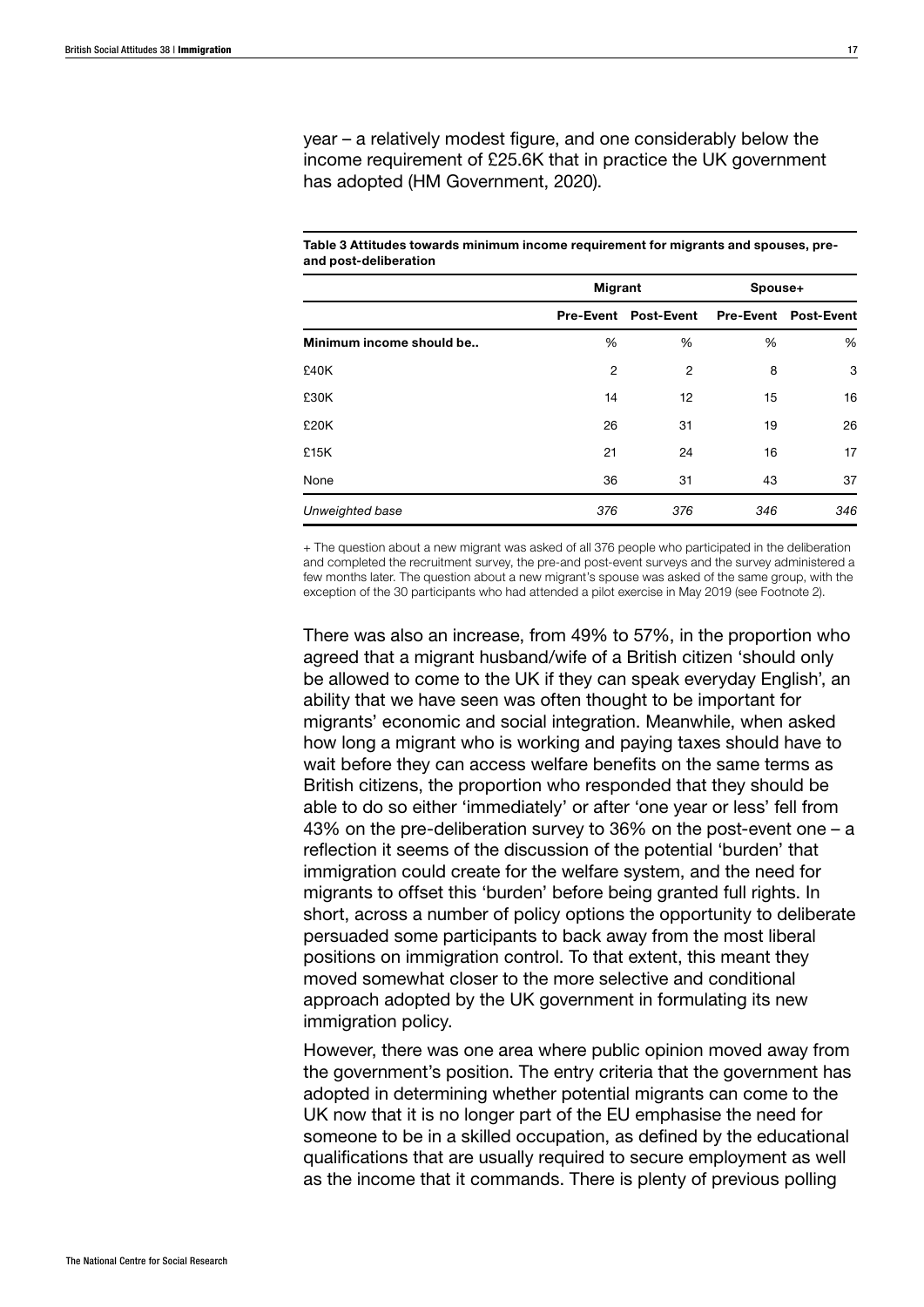year – a relatively modest figure, and one considerably below the income requirement of £25.6K that in practice the UK government has adopted (HM Government, 2020).

**Table 3 Attitudes towards minimum income requirement for migrants and spouses, pre- and post-deliberation**

| | Migrant | | Spouse+ | |
|---|---|---|---|---|
| | Pre-Event | Post-Event | Pre-Event | Post-Event |
| **Minimum income should be..** | % | % | % | % |
| £40K | 2 | 2 | 8 | 3 |
| £30K | 14 | 12 | 15 | 16 |
| £20K | 26 | 31 | 19 | 26 |
| £15K | 21 | 24 | 16 | 17 |
| None | 36 | 31 | 43 | 37 |
| *Unweighted base* | *376* | *376* | *346* | *346* |

+ The question about a new migrant was asked of all 376 people who participated in the deliberation and completed the recruitment survey, the pre-and post-event surveys and the survey administered a few months later. The question about a new migrant's spouse was asked of the same group, with the exception of the 30 participants who had attended a pilot exercise in May 2019 (see Footnote 2).

There was also an increase, from 49% to 57%, in the proportion who agreed that a migrant husband/wife of a British citizen 'should only be allowed to come to the UK if they can speak everyday English', an ability that we have seen was often thought to be important for migrants' economic and social integration. Meanwhile, when asked how long a migrant who is working and paying taxes should have to wait before they can access welfare benefits on the same terms as British citizens, the proportion who responded that they should be able to do so either 'immediately' or after 'one year or less' fell from 43% on the pre-deliberation survey to 36% on the post-event one – a reflection it seems of the discussion of the potential 'burden' that immigration could create for the welfare system, and the need for migrants to offset this 'burden' before being granted full rights. In short, across a number of policy options the opportunity to deliberate persuaded some participants to back away from the most liberal positions on immigration control. To that extent, this meant they moved somewhat closer to the more selective and conditional approach adopted by the UK government in formulating its new immigration policy.

However, there was one area where public opinion moved away from the government's position. The entry criteria that the government has adopted in determining whether potential migrants can come to the UK now that it is no longer part of the EU emphasise the need for someone to be in a skilled occupation, as defined by the educational qualifications that are usually required to secure employment as well as the income that it commands. There is plenty of previous polling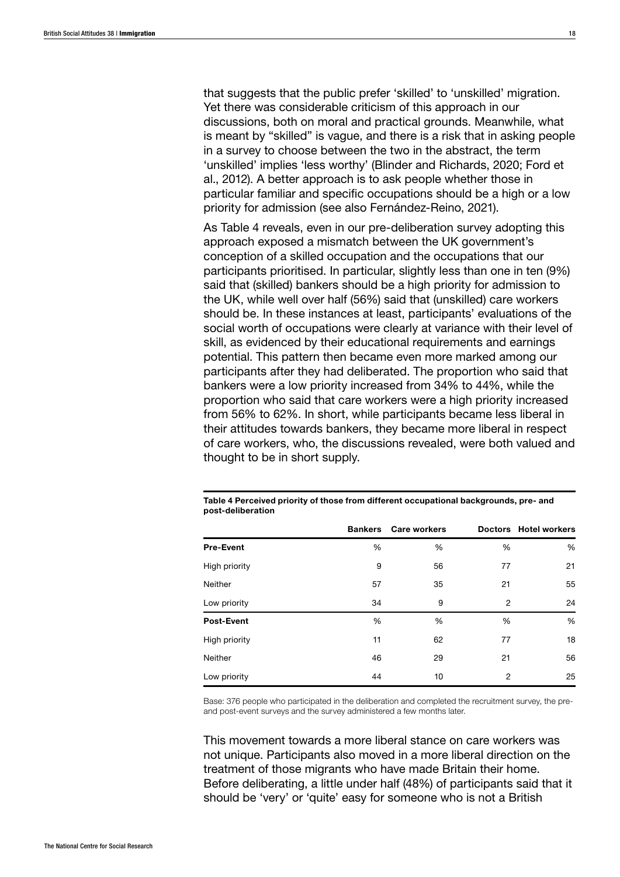that suggests that the public prefer 'skilled' to 'unskilled' migration. Yet there was considerable criticism of this approach in our discussions, both on moral and practical grounds. Meanwhile, what is meant by "skilled" is vague, and there is a risk that in asking people in a survey to choose between the two in the abstract, the term 'unskilled' implies 'less worthy' (Blinder and Richards, 2020; Ford et al., 2012). A better approach is to ask people whether those in particular familiar and specific occupations should be a high or a low priority for admission (see also Fernández-Reino, 2021).

As Table 4 reveals, even in our pre-deliberation survey adopting this approach exposed a mismatch between the UK government's conception of a skilled occupation and the occupations that our participants prioritised. In particular, slightly less than one in ten (9%) said that (skilled) bankers should be a high priority for admission to the UK, while well over half (56%) said that (unskilled) care workers should be. In these instances at least, participants' evaluations of the social worth of occupations were clearly at variance with their level of skill, as evidenced by their educational requirements and earnings potential. This pattern then became even more marked among our participants after they had deliberated. The proportion who said that bankers were a low priority increased from 34% to 44%, while the proportion who said that care workers were a high priority increased from 56% to 62%. In short, while participants became less liberal in their attitudes towards bankers, they became more liberal in respect of care workers, who, the discussions revealed, were both valued and thought to be in short supply.

**Table 4 Perceived priority of those from different occupational backgrounds, pre- and post-deliberation**

| | Bankers | Care workers | Doctors | Hotel workers |
|---|---|---|---|---|
| **Pre-Event** | % | % | % | % |
| High priority | 9 | 56 | 77 | 21 |
| Neither | 57 | 35 | 21 | 55 |
| Low priority | 34 | 9 | 2 | 24 |
| **Post-Event** | % | % | % | % |
| High priority | 11 | 62 | 77 | 18 |
| Neither | 46 | 29 | 21 | 56 |
| Low priority | 44 | 10 | 2 | 25 |

Base: 376 people who participated in the deliberation and completed the recruitment survey, the pre- and post-event surveys and the survey administered a few months later.

This movement towards a more liberal stance on care workers was not unique. Participants also moved in a more liberal direction on the treatment of those migrants who have made Britain their home. Before deliberating, a little under half (48%) of participants said that it should be 'very' or 'quite' easy for someone who is not a British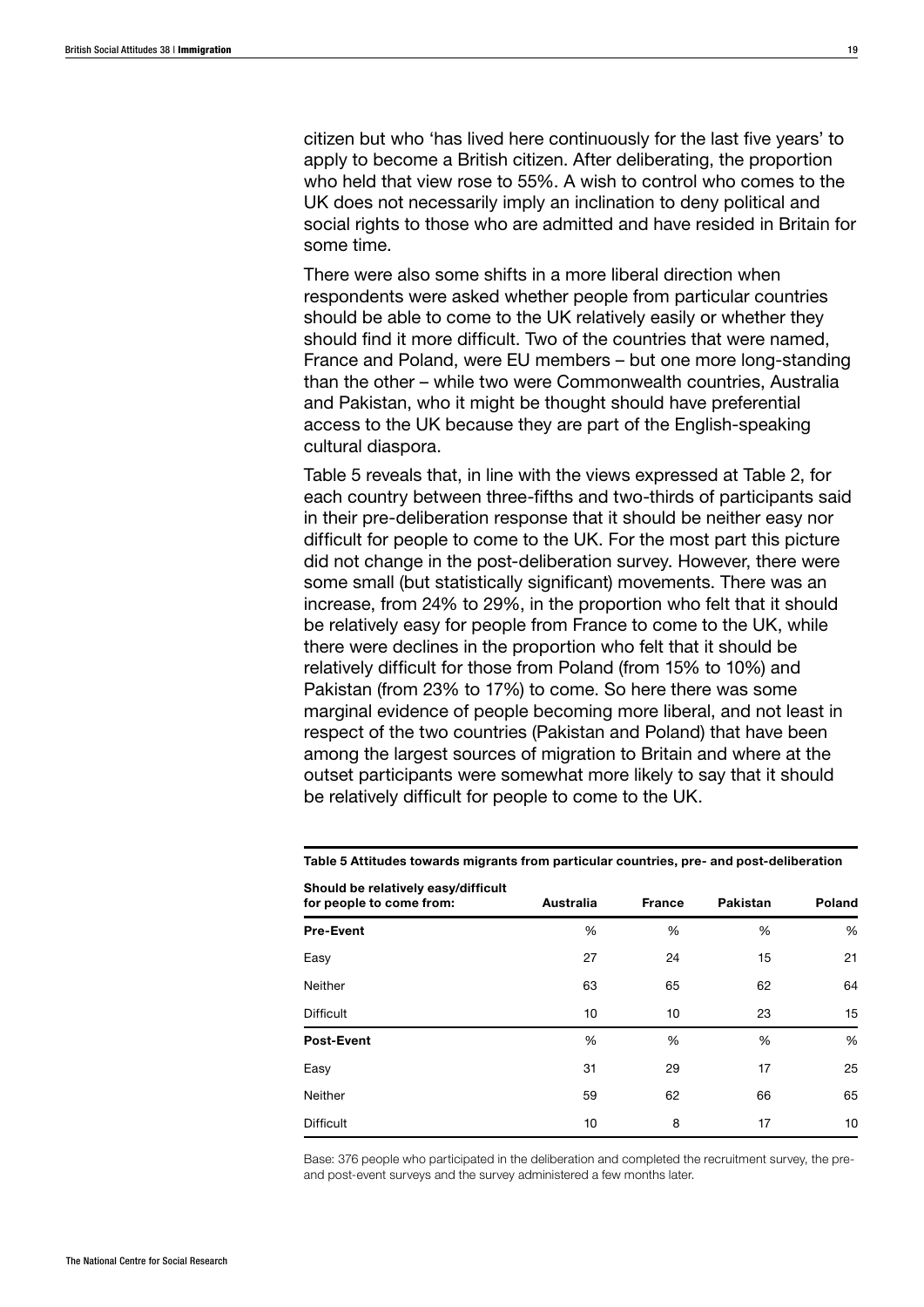citizen but who 'has lived here continuously for the last five years' to apply to become a British citizen. After deliberating, the proportion who held that view rose to 55%. A wish to control who comes to the UK does not necessarily imply an inclination to deny political and social rights to those who are admitted and have resided in Britain for some time.

There were also some shifts in a more liberal direction when respondents were asked whether people from particular countries should be able to come to the UK relatively easily or whether they should find it more difficult. Two of the countries that were named, France and Poland, were EU members – but one more long-standing than the other – while two were Commonwealth countries, Australia and Pakistan, who it might be thought should have preferential access to the UK because they are part of the English-speaking cultural diaspora.

Table 5 reveals that, in line with the views expressed at Table 2, for each country between three-fifths and two-thirds of participants said in their pre-deliberation response that it should be neither easy nor difficult for people to come to the UK. For the most part this picture did not change in the post-deliberation survey. However, there were some small (but statistically significant) movements. There was an increase, from 24% to 29%, in the proportion who felt that it should be relatively easy for people from France to come to the UK, while there were declines in the proportion who felt that it should be relatively difficult for those from Poland (from 15% to 10%) and Pakistan (from 23% to 17%) to come. So here there was some marginal evidence of people becoming more liberal, and not least in respect of the two countries (Pakistan and Poland) that have been among the largest sources of migration to Britain and where at the outset participants were somewhat more likely to say that it should be relatively difficult for people to come to the UK.

**Table 5 Attitudes towards migrants from particular countries, pre- and post-deliberation**

| Should be relatively easy/difficult for people to come from: | Australia | France | Pakistan | Poland |
|---|---|---|---|---|
| **Pre-Event** | % | % | % | % |
| Easy | 27 | 24 | 15 | 21 |
| Neither | 63 | 65 | 62 | 64 |
| Difficult | 10 | 10 | 23 | 15 |
| **Post-Event** | % | % | % | % |
| Easy | 31 | 29 | 17 | 25 |
| Neither | 59 | 62 | 66 | 65 |
| Difficult | 10 | 8 | 17 | 10 |

Base: 376 people who participated in the deliberation and completed the recruitment survey, the pre- and post-event surveys and the survey administered a few months later.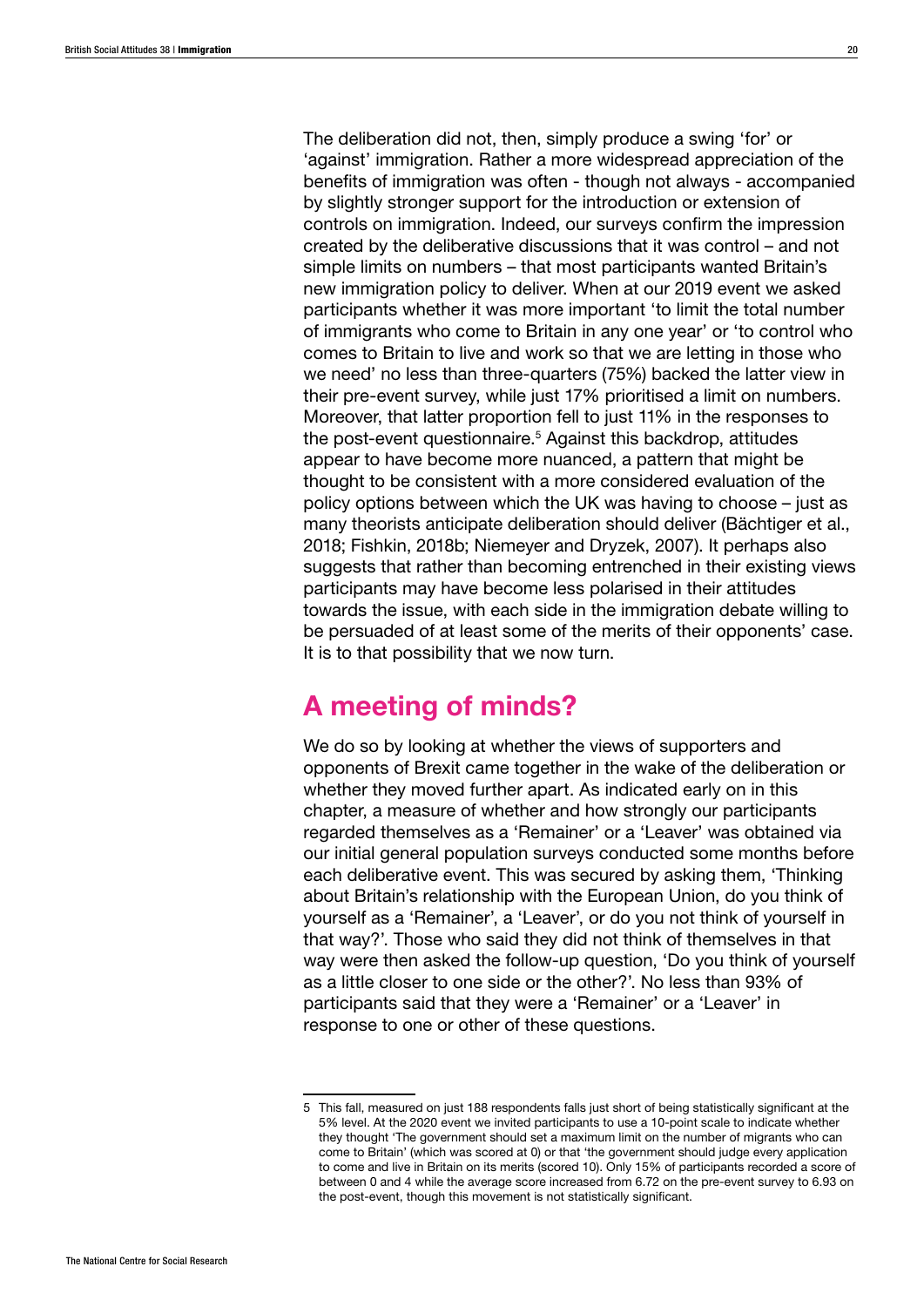The deliberation did not, then, simply produce a swing 'for' or 'against' immigration. Rather a more widespread appreciation of the benefits of immigration was often - though not always - accompanied by slightly stronger support for the introduction or extension of controls on immigration. Indeed, our surveys confirm the impression created by the deliberative discussions that it was control – and not simple limits on numbers – that most participants wanted Britain's new immigration policy to deliver. When at our 2019 event we asked participants whether it was more important 'to limit the total number of immigrants who come to Britain in any one year' or 'to control who comes to Britain to live and work so that we are letting in those who we need' no less than three-quarters (75%) backed the latter view in their pre-event survey, while just 17% prioritised a limit on numbers. Moreover, that latter proportion fell to just 11% in the responses to the post-event questionnaire.[5] Against this backdrop, attitudes appear to have become more nuanced, a pattern that might be thought to be consistent with a more considered evaluation of the policy options between which the UK was having to choose – just as many theorists anticipate deliberation should deliver (Bächtiger et al., 2018; Fishkin, 2018b; Niemeyer and Dryzek, 2007). It perhaps also suggests that rather than becoming entrenched in their existing views participants may have become less polarised in their attitudes towards the issue, with each side in the immigration debate willing to be persuaded of at least some of the merits of their opponents' case. It is to that possibility that we now turn.

## A meeting of minds?

We do so by looking at whether the views of supporters and opponents of Brexit came together in the wake of the deliberation or whether they moved further apart. As indicated early on in this chapter, a measure of whether and how strongly our participants regarded themselves as a 'Remainer' or a 'Leaver' was obtained via our initial general population surveys conducted some months before each deliberative event. This was secured by asking them, 'Thinking about Britain's relationship with the European Union, do you think of yourself as a 'Remainer', a 'Leaver', or do you not think of yourself in that way?'. Those who said they did not think of themselves in that way were then asked the follow-up question, 'Do you think of yourself as a little closer to one side or the other?'. No less than 93% of participants said that they were a 'Remainer' or a 'Leaver' in response to one or other of these questions.

---

5 This fall, measured on just 188 respondents falls just short of being statistically significant at the 5% level. At the 2020 event we invited participants to use a 10-point scale to indicate whether they thought 'The government should set a maximum limit on the number of migrants who can come to Britain' (which was scored at 0) or that 'the government should judge every application to come and live in Britain on its merits (scored 10). Only 15% of participants recorded a score of between 0 and 4 while the average score increased from 6.72 on the pre-event survey to 6.93 on the post-event, though this movement is not statistically significant.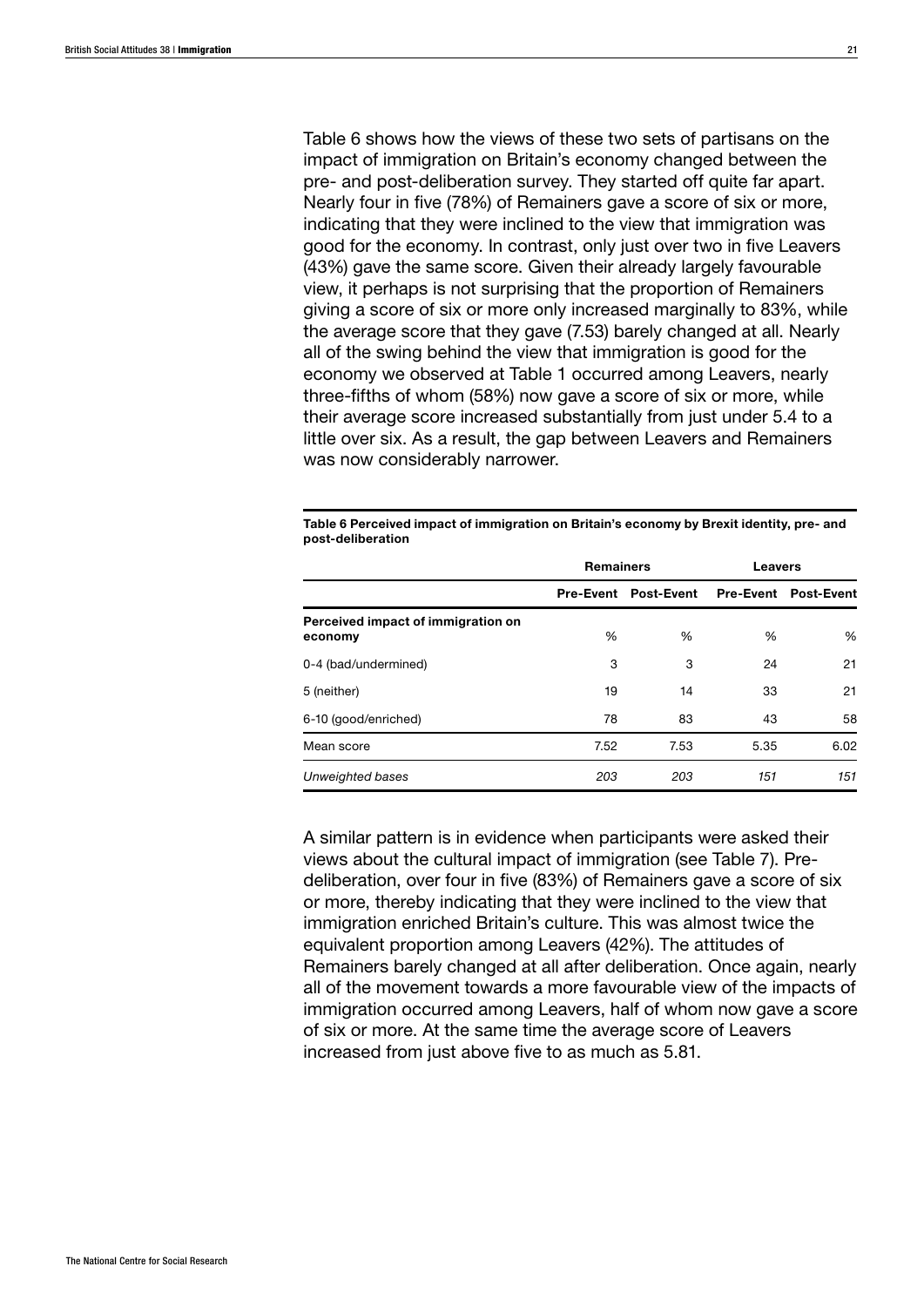Table 6 shows how the views of these two sets of partisans on the impact of immigration on Britain's economy changed between the pre- and post-deliberation survey. They started off quite far apart. Nearly four in five (78%) of Remainers gave a score of six or more, indicating that they were inclined to the view that immigration was good for the economy. In contrast, only just over two in five Leavers (43%) gave the same score. Given their already largely favourable view, it perhaps is not surprising that the proportion of Remainers giving a score of six or more only increased marginally to 83%, while the average score that they gave (7.53) barely changed at all. Nearly all of the swing behind the view that immigration is good for the economy we observed at Table 1 occurred among Leavers, nearly three-fifths of whom (58%) now gave a score of six or more, while their average score increased substantially from just under 5.4 to a little over six. As a result, the gap between Leavers and Remainers was now considerably narrower.

**Table 6 Perceived impact of immigration on Britain's economy by Brexit identity, pre- and post-deliberation**

| | **Remainers** | | **Leavers** | |
|---|---|---|---|---|
| | **Pre-Event** | **Post-Event** | **Pre-Event** | **Post-Event** |
| **Perceived impact of immigration on economy** | % | % | % | % |
| 0-4 (bad/undermined) | 3 | 3 | 24 | 21 |
| 5 (neither) | 19 | 14 | 33 | 21 |
| 6-10 (good/enriched) | 78 | 83 | 43 | 58 |
| Mean score | 7.52 | 7.53 | 5.35 | 6.02 |
| *Unweighted bases* | *203* | *203* | *151* | *151* |

A similar pattern is in evidence when participants were asked their views about the cultural impact of immigration (see Table 7). Pre-deliberation, over four in five (83%) of Remainers gave a score of six or more, thereby indicating that they were inclined to the view that immigration enriched Britain's culture. This was almost twice the equivalent proportion among Leavers (42%). The attitudes of Remainers barely changed at all after deliberation. Once again, nearly all of the movement towards a more favourable view of the impacts of immigration occurred among Leavers, half of whom now gave a score of six or more. At the same time the average score of Leavers increased from just above five to as much as 5.81.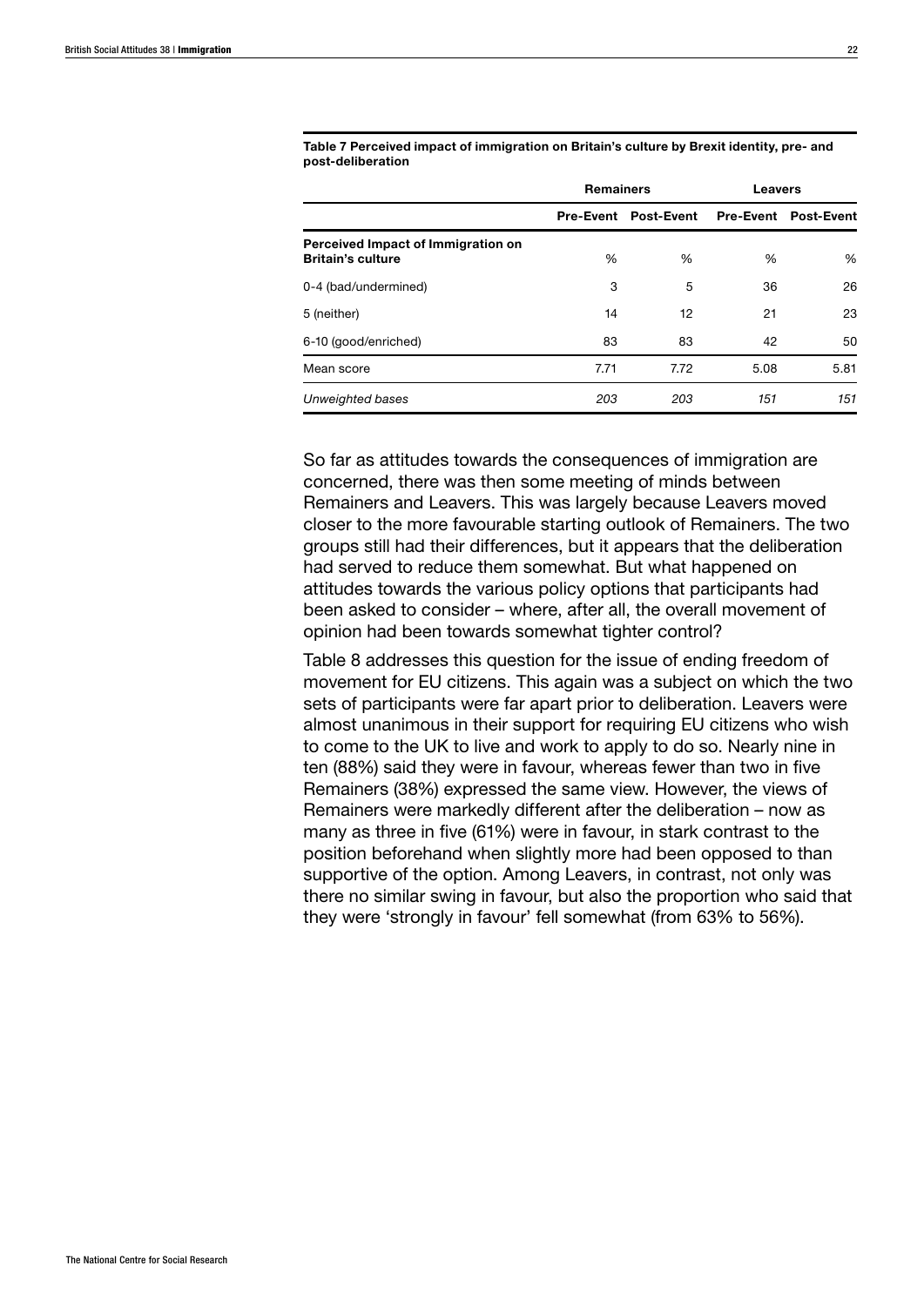**Table 7 Perceived impact of immigration on Britain's culture by Brexit identity, pre- and post-deliberation**

| | Remainers | | Leavers | |
|---|---|---|---|---|
| | Pre-Event | Post-Event | Pre-Event | Post-Event |
| **Perceived Impact of Immigration on Britain's culture** | % | % | % | % |
| 0-4 (bad/undermined) | 3 | 5 | 36 | 26 |
| 5 (neither) | 14 | 12 | 21 | 23 |
| 6-10 (good/enriched) | 83 | 83 | 42 | 50 |
| Mean score | 7.71 | 7.72 | 5.08 | 5.81 |
| *Unweighted bases* | *203* | *203* | *151* | *151* |

So far as attitudes towards the consequences of immigration are concerned, there was then some meeting of minds between Remainers and Leavers. This was largely because Leavers moved closer to the more favourable starting outlook of Remainers. The two groups still had their differences, but it appears that the deliberation had served to reduce them somewhat. But what happened on attitudes towards the various policy options that participants had been asked to consider – where, after all, the overall movement of opinion had been towards somewhat tighter control?

Table 8 addresses this question for the issue of ending freedom of movement for EU citizens. This again was a subject on which the two sets of participants were far apart prior to deliberation. Leavers were almost unanimous in their support for requiring EU citizens who wish to come to the UK to live and work to apply to do so. Nearly nine in ten (88%) said they were in favour, whereas fewer than two in five Remainers (38%) expressed the same view. However, the views of Remainers were markedly different after the deliberation – now as many as three in five (61%) were in favour, in stark contrast to the position beforehand when slightly more had been opposed to than supportive of the option. Among Leavers, in contrast, not only was there no similar swing in favour, but also the proportion who said that they were 'strongly in favour' fell somewhat (from 63% to 56%).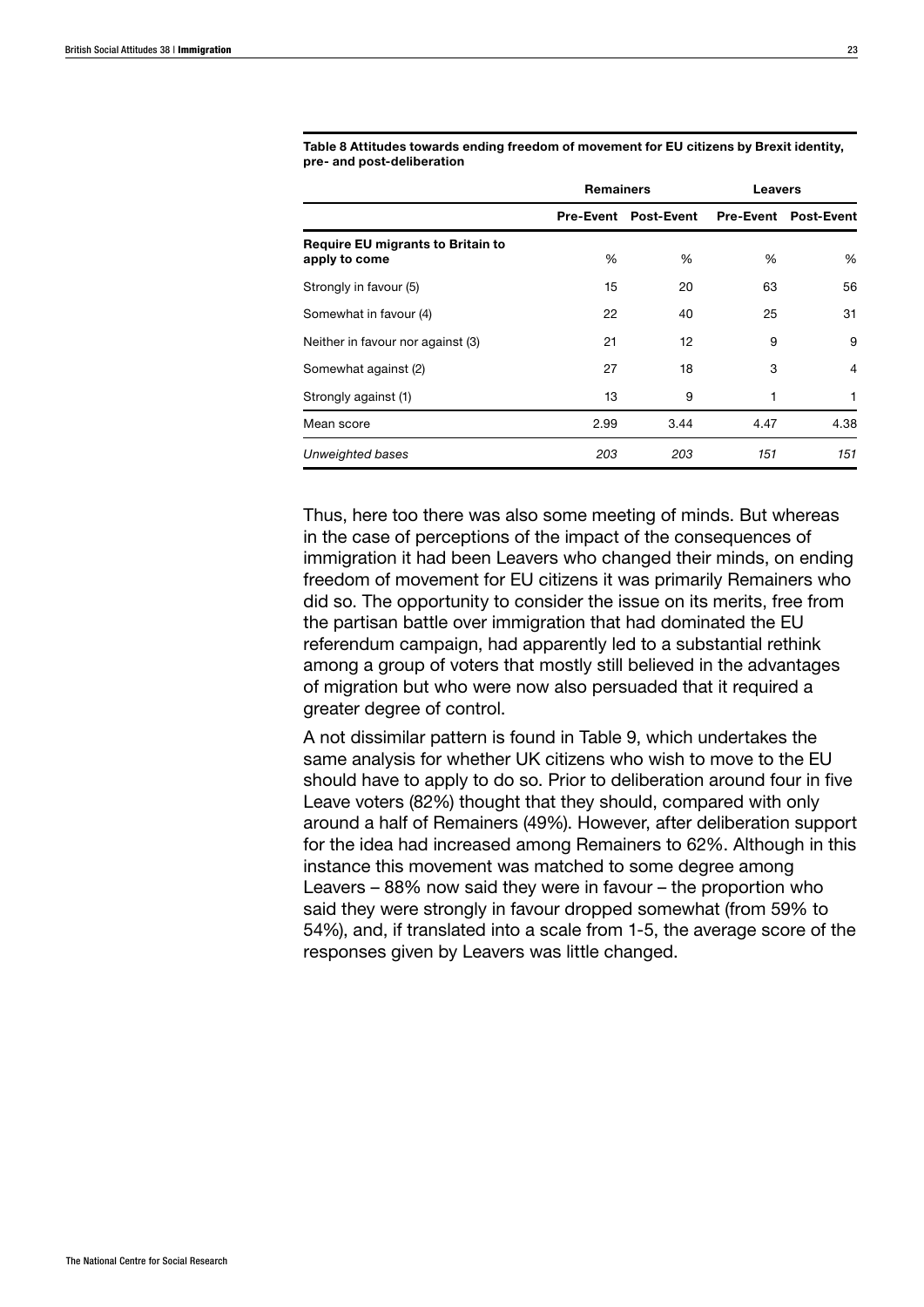**Table 8 Attitudes towards ending freedom of movement for EU citizens by Brexit identity, pre- and post-deliberation**

| | Remainers | | Leavers | |
|---|---|---|---|---|
| | Pre-Event | Post-Event | Pre-Event | Post-Event |
| **Require EU migrants to Britain to apply to come** | % | % | % | % |
| Strongly in favour (5) | 15 | 20 | 63 | 56 |
| Somewhat in favour (4) | 22 | 40 | 25 | 31 |
| Neither in favour nor against (3) | 21 | 12 | 9 | 9 |
| Somewhat against (2) | 27 | 18 | 3 | 4 |
| Strongly against (1) | 13 | 9 | 1 | 1 |
| Mean score | 2.99 | 3.44 | 4.47 | 4.38 |
| *Unweighted bases* | *203* | *203* | *151* | *151* |

Thus, here too there was also some meeting of minds. But whereas in the case of perceptions of the impact of the consequences of immigration it had been Leavers who changed their minds, on ending freedom of movement for EU citizens it was primarily Remainers who did so. The opportunity to consider the issue on its merits, free from the partisan battle over immigration that had dominated the EU referendum campaign, had apparently led to a substantial rethink among a group of voters that mostly still believed in the advantages of migration but who were now also persuaded that it required a greater degree of control.

A not dissimilar pattern is found in Table 9, which undertakes the same analysis for whether UK citizens who wish to move to the EU should have to apply to do so. Prior to deliberation around four in five Leave voters (82%) thought that they should, compared with only around a half of Remainers (49%). However, after deliberation support for the idea had increased among Remainers to 62%. Although in this instance this movement was matched to some degree among Leavers – 88% now said they were in favour – the proportion who said they were strongly in favour dropped somewhat (from 59% to 54%), and, if translated into a scale from 1-5, the average score of the responses given by Leavers was little changed.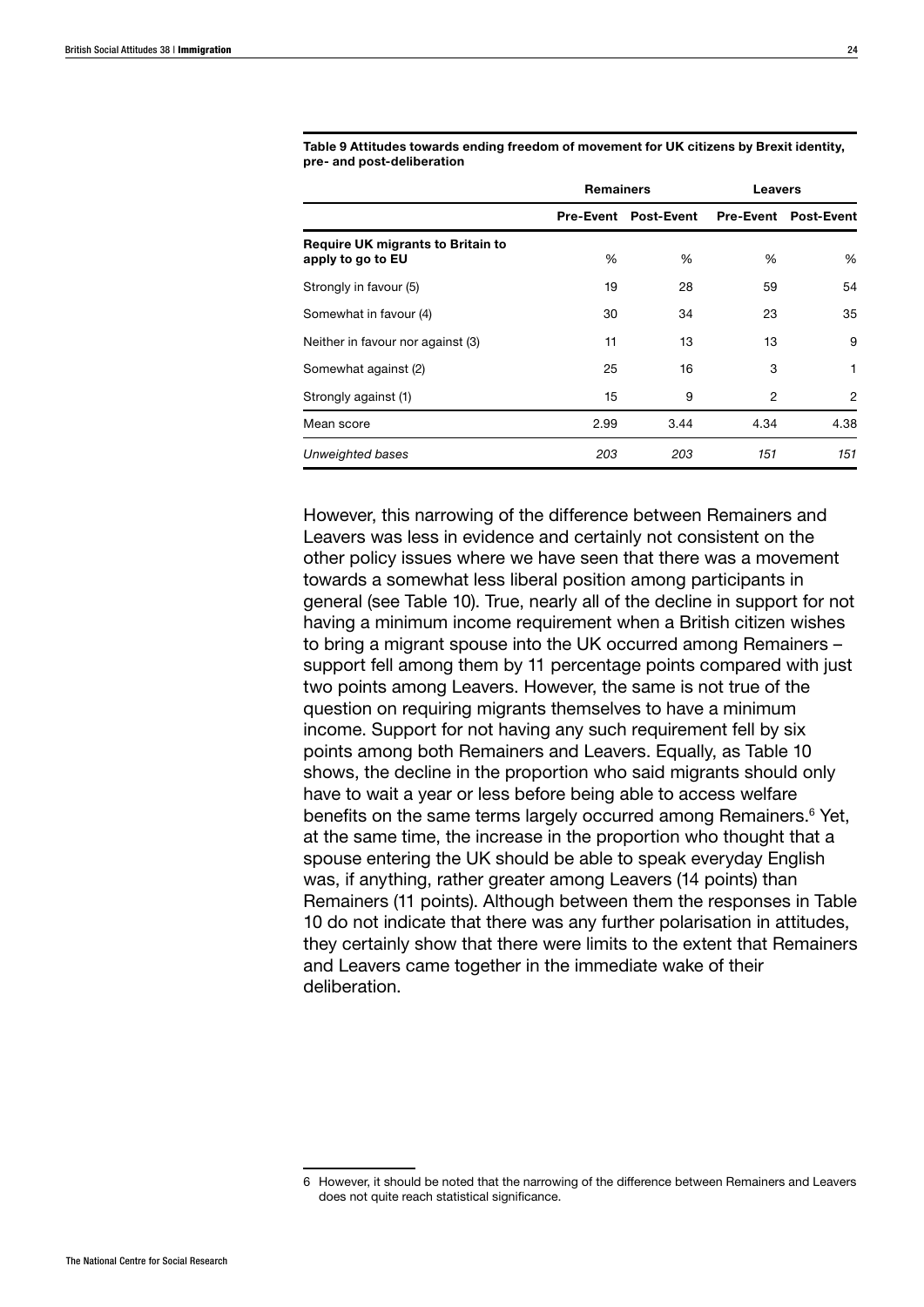**Table 9 Attitudes towards ending freedom of movement for UK citizens by Brexit identity, pre- and post-deliberation**

| | Remainers | | Leavers | |
|---|---|---|---|---|
| | Pre-Event | Post-Event | Pre-Event | Post-Event |
| **Require UK migrants to Britain to apply to go to EU** | % | % | % | % |
| Strongly in favour (5) | 19 | 28 | 59 | 54 |
| Somewhat in favour (4) | 30 | 34 | 23 | 35 |
| Neither in favour nor against (3) | 11 | 13 | 13 | 9 |
| Somewhat against (2) | 25 | 16 | 3 | 1 |
| Strongly against (1) | 15 | 9 | 2 | 2 |
| Mean score | 2.99 | 3.44 | 4.34 | 4.38 |
| *Unweighted bases* | *203* | *203* | *151* | *151* |

However, this narrowing of the difference between Remainers and Leavers was less in evidence and certainly not consistent on the other policy issues where we have seen that there was a movement towards a somewhat less liberal position among participants in general (see Table 10). True, nearly all of the decline in support for not having a minimum income requirement when a British citizen wishes to bring a migrant spouse into the UK occurred among Remainers – support fell among them by 11 percentage points compared with just two points among Leavers. However, the same is not true of the question on requiring migrants themselves to have a minimum income. Support for not having any such requirement fell by six points among both Remainers and Leavers. Equally, as Table 10 shows, the decline in the proportion who said migrants should only have to wait a year or less before being able to access welfare benefits on the same terms largely occurred among Remainers.[6] Yet, at the same time, the increase in the proportion who thought that a spouse entering the UK should be able to speak everyday English was, if anything, rather greater among Leavers (14 points) than Remainers (11 points). Although between them the responses in Table 10 do not indicate that there was any further polarisation in attitudes, they certainly show that there were limits to the extent that Remainers and Leavers came together in the immediate wake of their deliberation.

6 However, it should be noted that the narrowing of the difference between Remainers and Leavers does not quite reach statistical significance.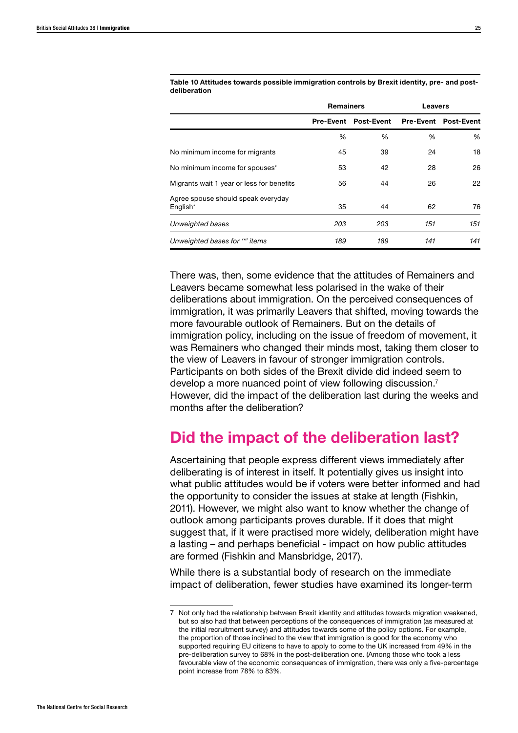**Table 10 Attitudes towards possible immigration controls by Brexit identity, pre- and post-deliberation**

| | Remainers | | Leavers | |
|---|---|---|---|---|
| | Pre-Event | Post-Event | Pre-Event | Post-Event |
| | % | % | % | % |
| No minimum income for migrants | 45 | 39 | 24 | 18 |
| No minimum income for spouses* | 53 | 42 | 28 | 26 |
| Migrants wait 1 year or less for benefits | 56 | 44 | 26 | 22 |
| Agree spouse should speak everyday English* | 35 | 44 | 62 | 76 |
| *Unweighted bases* | *203* | *203* | *151* | *151* |
| *Unweighted bases for '*' items* | *189* | *189* | *141* | *141* |

There was, then, some evidence that the attitudes of Remainers and Leavers became somewhat less polarised in the wake of their deliberations about immigration. On the perceived consequences of immigration, it was primarily Leavers that shifted, moving towards the more favourable outlook of Remainers. But on the details of immigration policy, including on the issue of freedom of movement, it was Remainers who changed their minds most, taking them closer to the view of Leavers in favour of stronger immigration controls. Participants on both sides of the Brexit divide did indeed seem to develop a more nuanced point of view following discussion.[7] However, did the impact of the deliberation last during the weeks and months after the deliberation?

## Did the impact of the deliberation last?

Ascertaining that people express different views immediately after deliberating is of interest in itself. It potentially gives us insight into what public attitudes would be if voters were better informed and had the opportunity to consider the issues at stake at length (Fishkin, 2011). However, we might also want to know whether the change of outlook among participants proves durable. If it does that might suggest that, if it were practised more widely, deliberation might have a lasting – and perhaps beneficial - impact on how public attitudes are formed (Fishkin and Mansbridge, 2017).

While there is a substantial body of research on the immediate impact of deliberation, fewer studies have examined its longer-term

7 Not only had the relationship between Brexit identity and attitudes towards migration weakened, but so also had that between perceptions of the consequences of immigration (as measured at the initial recruitment survey) and attitudes towards some of the policy options. For example, the proportion of those inclined to the view that immigration is good for the economy who supported requiring EU citizens to have to apply to come to the UK increased from 49% in the pre-deliberation survey to 68% in the post-deliberation one. (Among those who took a less favourable view of the economic consequences of immigration, there was only a five-percentage point increase from 78% to 83%.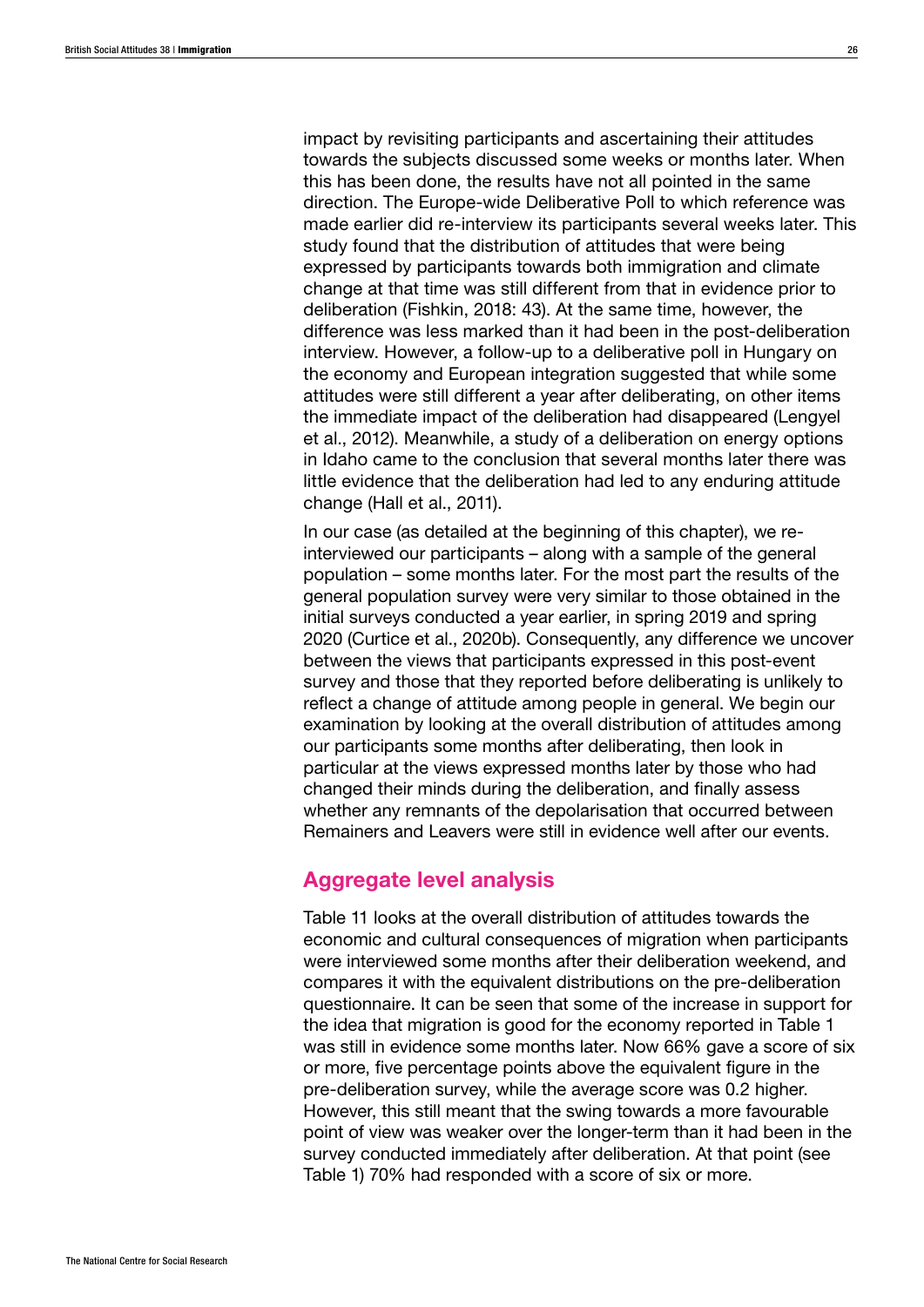impact by revisiting participants and ascertaining their attitudes towards the subjects discussed some weeks or months later. When this has been done, the results have not all pointed in the same direction. The Europe-wide Deliberative Poll to which reference was made earlier did re-interview its participants several weeks later. This study found that the distribution of attitudes that were being expressed by participants towards both immigration and climate change at that time was still different from that in evidence prior to deliberation (Fishkin, 2018: 43). At the same time, however, the difference was less marked than it had been in the post-deliberation interview. However, a follow-up to a deliberative poll in Hungary on the economy and European integration suggested that while some attitudes were still different a year after deliberating, on other items the immediate impact of the deliberation had disappeared (Lengyel et al., 2012). Meanwhile, a study of a deliberation on energy options in Idaho came to the conclusion that several months later there was little evidence that the deliberation had led to any enduring attitude change (Hall et al., 2011).

In our case (as detailed at the beginning of this chapter), we re-interviewed our participants – along with a sample of the general population – some months later. For the most part the results of the general population survey were very similar to those obtained in the initial surveys conducted a year earlier, in spring 2019 and spring 2020 (Curtice et al., 2020b). Consequently, any difference we uncover between the views that participants expressed in this post-event survey and those that they reported before deliberating is unlikely to reflect a change of attitude among people in general. We begin our examination by looking at the overall distribution of attitudes among our participants some months after deliberating, then look in particular at the views expressed months later by those who had changed their minds during the deliberation, and finally assess whether any remnants of the depolarisation that occurred between Remainers and Leavers were still in evidence well after our events.

## Aggregate level analysis

Table 11 looks at the overall distribution of attitudes towards the economic and cultural consequences of migration when participants were interviewed some months after their deliberation weekend, and compares it with the equivalent distributions on the pre-deliberation questionnaire. It can be seen that some of the increase in support for the idea that migration is good for the economy reported in Table 1 was still in evidence some months later. Now 66% gave a score of six or more, five percentage points above the equivalent figure in the pre-deliberation survey, while the average score was 0.2 higher. However, this still meant that the swing towards a more favourable point of view was weaker over the longer-term than it had been in the survey conducted immediately after deliberation. At that point (see Table 1) 70% had responded with a score of six or more.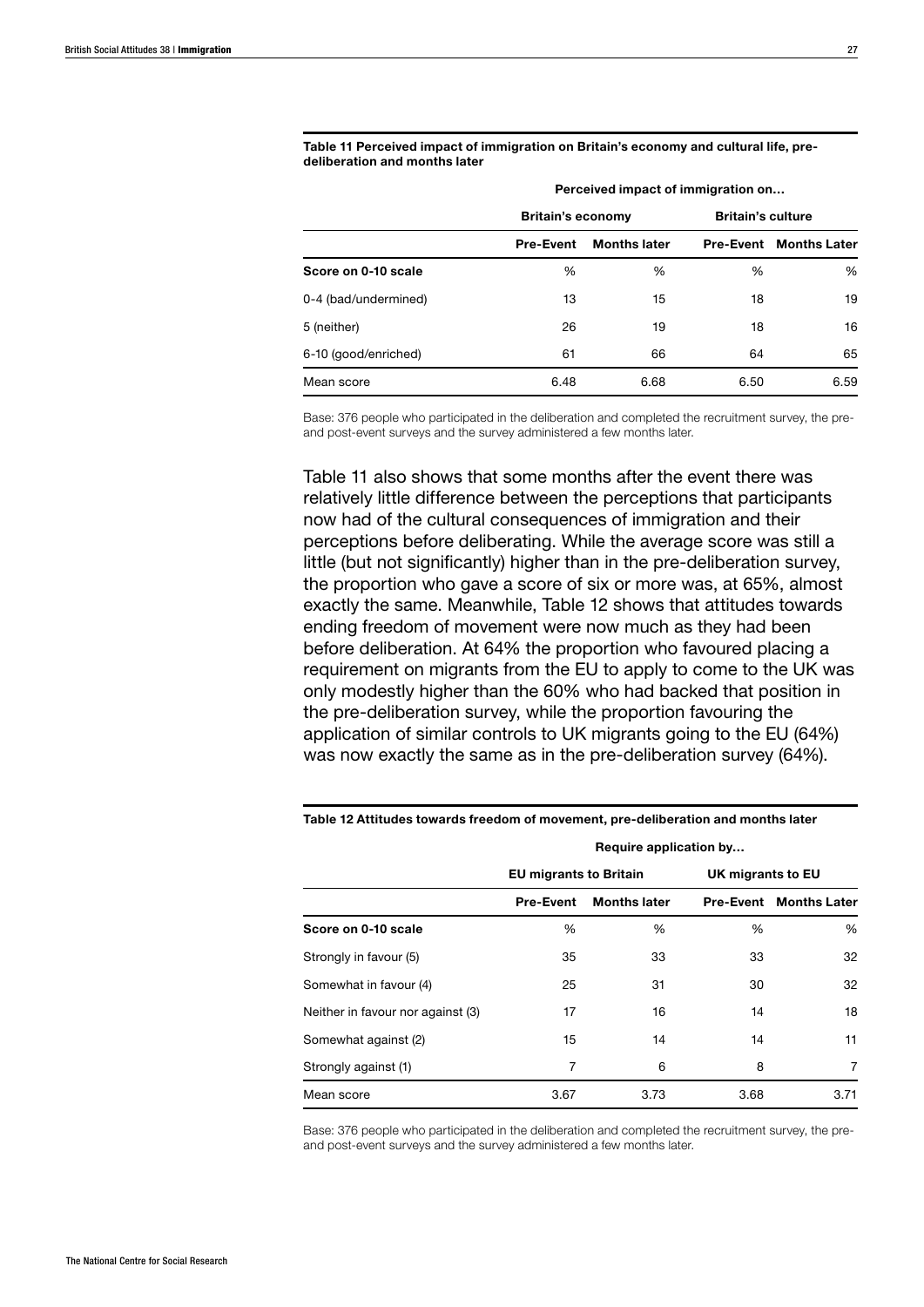**Table 11 Perceived impact of immigration on Britain's economy and cultural life, pre-deliberation and months later**

| | Perceived impact of immigration on… | | | |
|---|---|---|---|---|
| | Britain's economy | | Britain's culture | |
| | Pre-Event | Months later | Pre-Event | Months Later |
| **Score on 0-10 scale** | % | % | % | % |
| 0-4 (bad/undermined) | 13 | 15 | 18 | 19 |
| 5 (neither) | 26 | 19 | 18 | 16 |
| 6-10 (good/enriched) | 61 | 66 | 64 | 65 |
| Mean score | 6.48 | 6.68 | 6.50 | 6.59 |

Base: 376 people who participated in the deliberation and completed the recruitment survey, the pre- and post-event surveys and the survey administered a few months later.

Table 11 also shows that some months after the event there was relatively little difference between the perceptions that participants now had of the cultural consequences of immigration and their perceptions before deliberating. While the average score was still a little (but not significantly) higher than in the pre-deliberation survey, the proportion who gave a score of six or more was, at 65%, almost exactly the same. Meanwhile, Table 12 shows that attitudes towards ending freedom of movement were now much as they had been before deliberation. At 64% the proportion who favoured placing a requirement on migrants from the EU to apply to come to the UK was only modestly higher than the 60% who had backed that position in the pre-deliberation survey, while the proportion favouring the application of similar controls to UK migrants going to the EU (64%) was now exactly the same as in the pre-deliberation survey (64%).

**Table 12 Attitudes towards freedom of movement, pre-deliberation and months later**

| | Require application by… | | | |
|---|---|---|---|---|
| | EU migrants to Britain | | UK migrants to EU | |
| | Pre-Event | Months later | Pre-Event | Months Later |
| **Score on 0-10 scale** | % | % | % | % |
| Strongly in favour (5) | 35 | 33 | 33 | 32 |
| Somewhat in favour (4) | 25 | 31 | 30 | 32 |
| Neither in favour nor against (3) | 17 | 16 | 14 | 18 |
| Somewhat against (2) | 15 | 14 | 14 | 11 |
| Strongly against (1) | 7 | 6 | 8 | 7 |
| Mean score | 3.67 | 3.73 | 3.68 | 3.71 |

Base: 376 people who participated in the deliberation and completed the recruitment survey, the pre- and post-event surveys and the survey administered a few months later.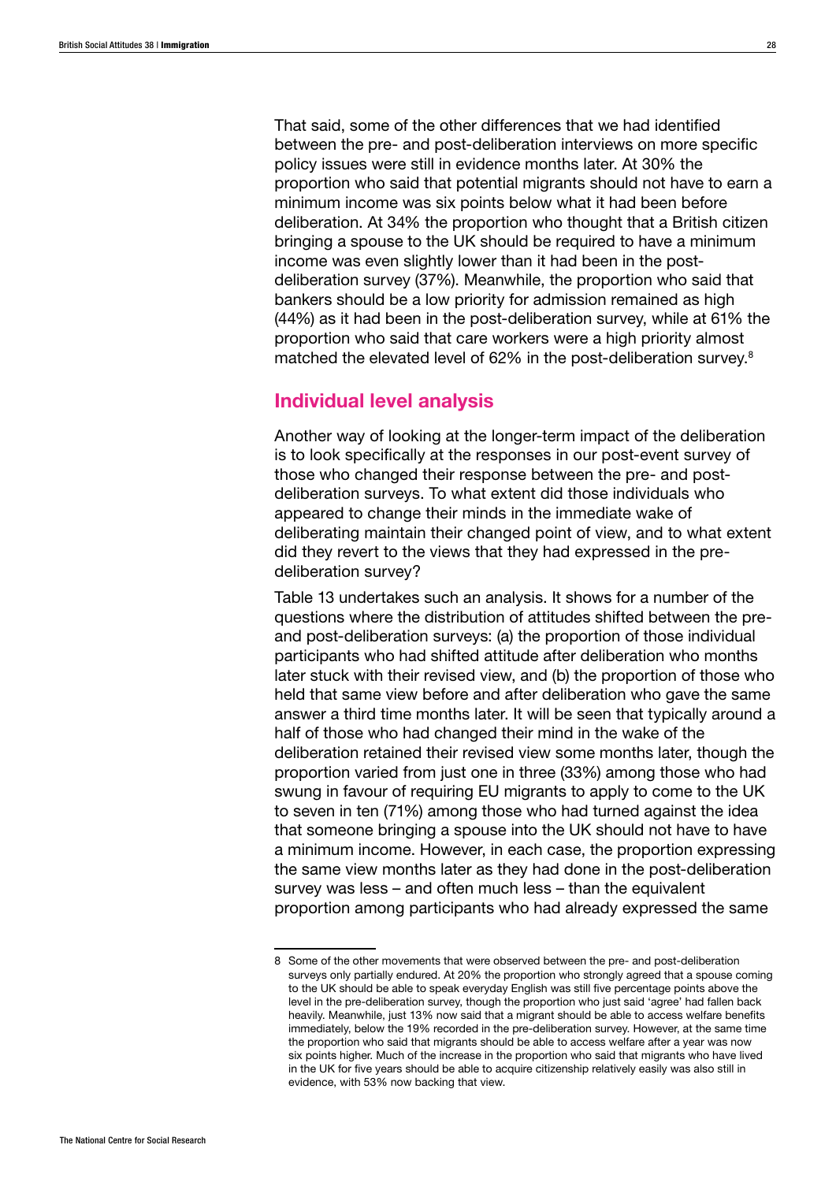That said, some of the other differences that we had identified between the pre- and post-deliberation interviews on more specific policy issues were still in evidence months later. At 30% the proportion who said that potential migrants should not have to earn a minimum income was six points below what it had been before deliberation. At 34% the proportion who thought that a British citizen bringing a spouse to the UK should be required to have a minimum income was even slightly lower than it had been in the post-deliberation survey (37%). Meanwhile, the proportion who said that bankers should be a low priority for admission remained as high (44%) as it had been in the post-deliberation survey, while at 61% the proportion who said that care workers were a high priority almost matched the elevated level of 62% in the post-deliberation survey.[8]

## Individual level analysis

Another way of looking at the longer-term impact of the deliberation is to look specifically at the responses in our post-event survey of those who changed their response between the pre- and post-deliberation surveys. To what extent did those individuals who appeared to change their minds in the immediate wake of deliberating maintain their changed point of view, and to what extent did they revert to the views that they had expressed in the pre-deliberation survey?

Table 13 undertakes such an analysis. It shows for a number of the questions where the distribution of attitudes shifted between the pre- and post-deliberation surveys: (a) the proportion of those individual participants who had shifted attitude after deliberation who months later stuck with their revised view, and (b) the proportion of those who held that same view before and after deliberation who gave the same answer a third time months later. It will be seen that typically around a half of those who had changed their mind in the wake of the deliberation retained their revised view some months later, though the proportion varied from just one in three (33%) among those who had swung in favour of requiring EU migrants to apply to come to the UK to seven in ten (71%) among those who had turned against the idea that someone bringing a spouse into the UK should not have to have a minimum income. However, in each case, the proportion expressing the same view months later as they had done in the post-deliberation survey was less – and often much less – than the equivalent proportion among participants who had already expressed the same

---

8 Some of the other movements that were observed between the pre- and post-deliberation surveys only partially endured. At 20% the proportion who strongly agreed that a spouse coming to the UK should be able to speak everyday English was still five percentage points above the level in the pre-deliberation survey, though the proportion who just said 'agree' had fallen back heavily. Meanwhile, just 13% now said that a migrant should be able to access welfare benefits immediately, below the 19% recorded in the pre-deliberation survey. However, at the same time the proportion who said that migrants should be able to access welfare after a year was now six points higher. Much of the increase in the proportion who said that migrants who have lived in the UK for five years should be able to acquire citizenship relatively easily was also still in evidence, with 53% now backing that view.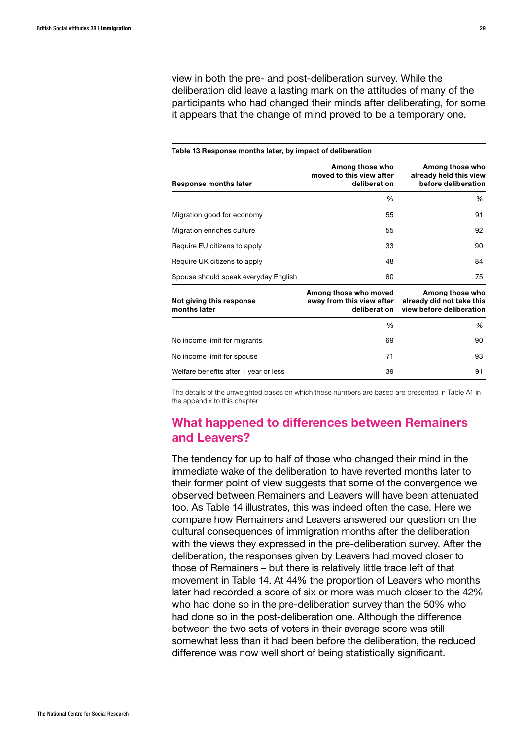view in both the pre- and post-deliberation survey. While the deliberation did leave a lasting mark on the attitudes of many of the participants who had changed their minds after deliberating, for some it appears that the change of mind proved to be a temporary one.

**Table 13 Response months later, by impact of deliberation**

| Response months later | Among those who moved to this view after deliberation | Among those who already held this view before deliberation |
|---|---|---|
| | % | % |
| Migration good for economy | 55 | 91 |
| Migration enriches culture | 55 | 92 |
| Require EU citizens to apply | 33 | 90 |
| Require UK citizens to apply | 48 | 84 |
| Spouse should speak everyday English | 60 | 75 |
| **Not giving this response months later** | **Among those who moved away from this view after deliberation** | **Among those who already did not take this view before deliberation** |
| | % | % |
| No income limit for migrants | 69 | 90 |
| No income limit for spouse | 71 | 93 |
| Welfare benefits after 1 year or less | 39 | 91 |

The details of the unweighted bases on which these numbers are based are presented in Table A1 in the appendix to this chapter

## What happened to differences between Remainers and Leavers?

The tendency for up to half of those who changed their mind in the immediate wake of the deliberation to have reverted months later to their former point of view suggests that some of the convergence we observed between Remainers and Leavers will have been attenuated too. As Table 14 illustrates, this was indeed often the case. Here we compare how Remainers and Leavers answered our question on the cultural consequences of immigration months after the deliberation with the views they expressed in the pre-deliberation survey. After the deliberation, the responses given by Leavers had moved closer to those of Remainers – but there is relatively little trace left of that movement in Table 14. At 44% the proportion of Leavers who months later had recorded a score of six or more was much closer to the 42% who had done so in the pre-deliberation survey than the 50% who had done so in the post-deliberation one. Although the difference between the two sets of voters in their average score was still somewhat less than it had been before the deliberation, the reduced difference was now well short of being statistically significant.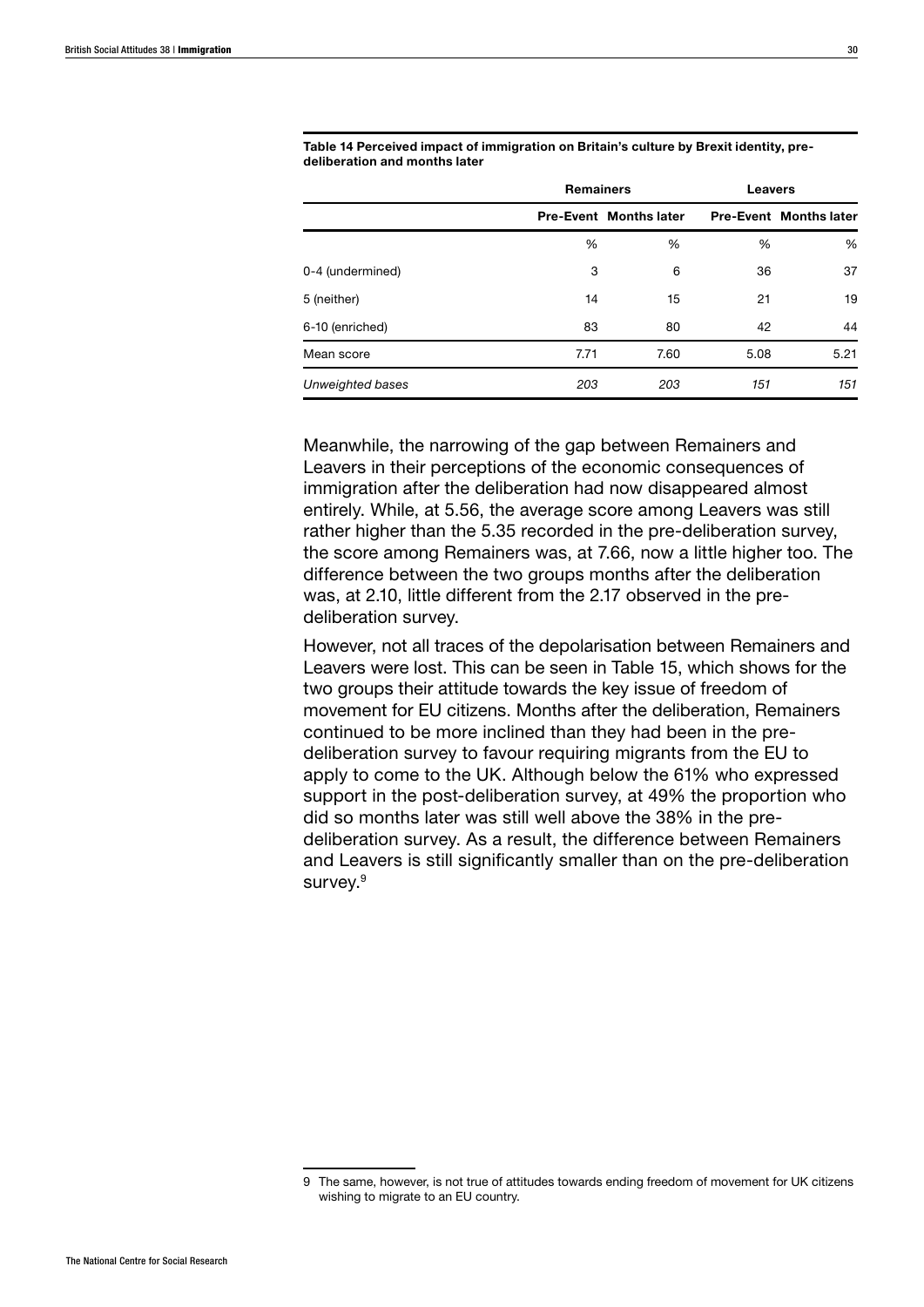**Table 14 Perceived impact of immigration on Britain's culture by Brexit identity, pre-deliberation and months later**

| | Remainers | | Leavers | |
|---|---|---|---|---|
| | **Pre-Event** | **Months later** | **Pre-Event** | **Months later** |
| | % | % | % | % |
| 0-4 (undermined) | 3 | 6 | 36 | 37 |
| 5 (neither) | 14 | 15 | 21 | 19 |
| 6-10 (enriched) | 83 | 80 | 42 | 44 |
| Mean score | 7.71 | 7.60 | 5.08 | 5.21 |
| *Unweighted bases* | *203* | *203* | *151* | *151* |

Meanwhile, the narrowing of the gap between Remainers and Leavers in their perceptions of the economic consequences of immigration after the deliberation had now disappeared almost entirely. While, at 5.56, the average score among Leavers was still rather higher than the 5.35 recorded in the pre-deliberation survey, the score among Remainers was, at 7.66, now a little higher too. The difference between the two groups months after the deliberation was, at 2.10, little different from the 2.17 observed in the pre-deliberation survey.

However, not all traces of the depolarisation between Remainers and Leavers were lost. This can be seen in Table 15, which shows for the two groups their attitude towards the key issue of freedom of movement for EU citizens. Months after the deliberation, Remainers continued to be more inclined than they had been in the pre-deliberation survey to favour requiring migrants from the EU to apply to come to the UK. Although below the 61% who expressed support in the post-deliberation survey, at 49% the proportion who did so months later was still well above the 38% in the pre-deliberation survey. As a result, the difference between Remainers and Leavers is still significantly smaller than on the pre-deliberation survey.[9]

[9] The same, however, is not true of attitudes towards ending freedom of movement for UK citizens wishing to migrate to an EU country.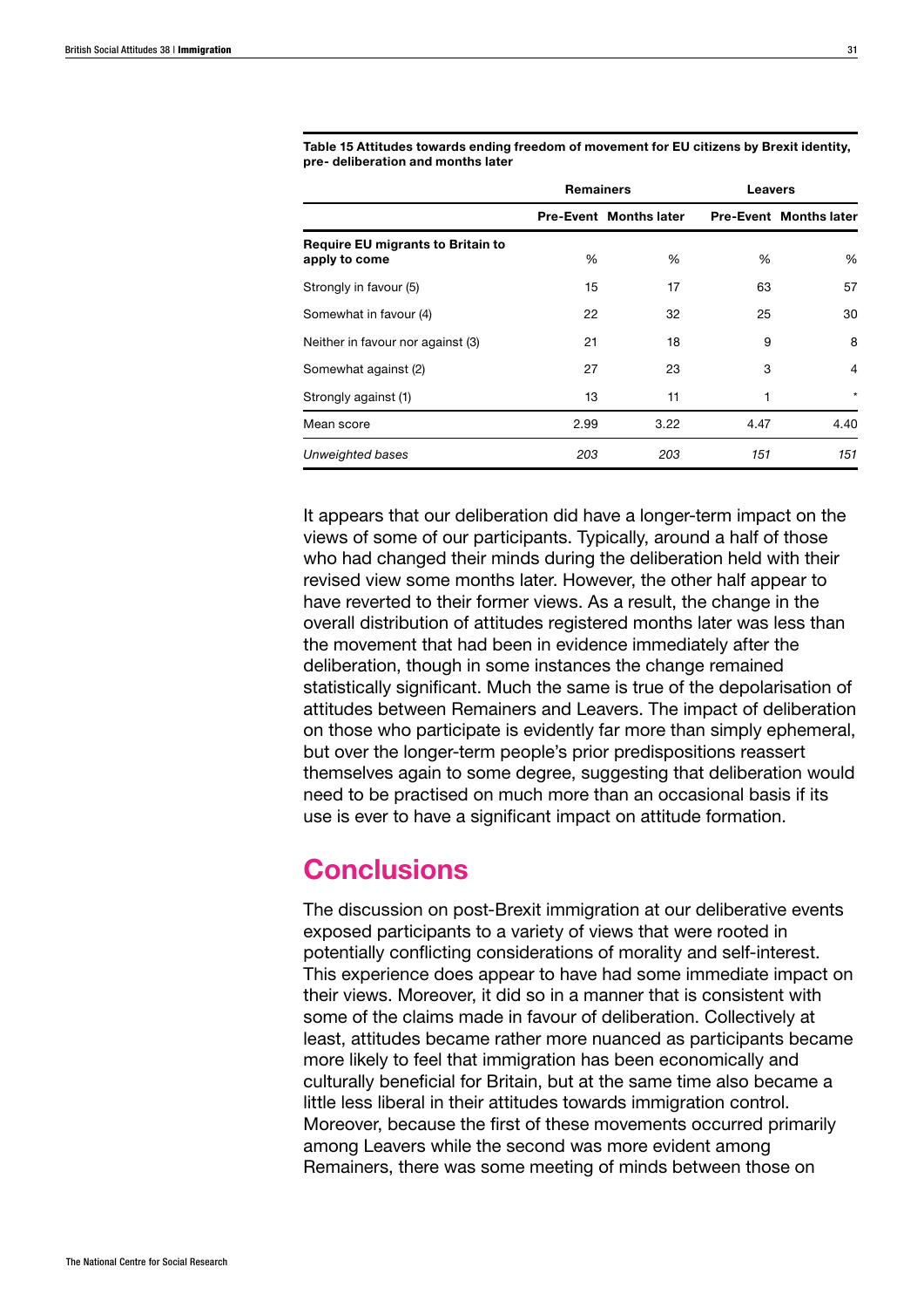**Table 15 Attitudes towards ending freedom of movement for EU citizens by Brexit identity, pre- deliberation and months later**

| | Remainers | | Leavers | |
|---|---|---|---|---|
| | Pre-Event | Months later | Pre-Event | Months later |
| **Require EU migrants to Britain to apply to come** | % | % | % | % |
| Strongly in favour (5) | 15 | 17 | 63 | 57 |
| Somewhat in favour (4) | 22 | 32 | 25 | 30 |
| Neither in favour nor against (3) | 21 | 18 | 9 | 8 |
| Somewhat against (2) | 27 | 23 | 3 | 4 |
| Strongly against (1) | 13 | 11 | 1 | * |
| Mean score | 2.99 | 3.22 | 4.47 | 4.40 |
| *Unweighted bases* | *203* | *203* | *151* | *151* |

It appears that our deliberation did have a longer-term impact on the views of some of our participants. Typically, around a half of those who had changed their minds during the deliberation held with their revised view some months later. However, the other half appear to have reverted to their former views. As a result, the change in the overall distribution of attitudes registered months later was less than the movement that had been in evidence immediately after the deliberation, though in some instances the change remained statistically significant. Much the same is true of the depolarisation of attitudes between Remainers and Leavers. The impact of deliberation on those who participate is evidently far more than simply ephemeral, but over the longer-term people's prior predispositions reassert themselves again to some degree, suggesting that deliberation would need to be practised on much more than an occasional basis if its use is ever to have a significant impact on attitude formation.

## Conclusions

The discussion on post-Brexit immigration at our deliberative events exposed participants to a variety of views that were rooted in potentially conflicting considerations of morality and self-interest. This experience does appear to have had some immediate impact on their views. Moreover, it did so in a manner that is consistent with some of the claims made in favour of deliberation. Collectively at least, attitudes became rather more nuanced as participants became more likely to feel that immigration has been economically and culturally beneficial for Britain, but at the same time also became a little less liberal in their attitudes towards immigration control. Moreover, because the first of these movements occurred primarily among Leavers while the second was more evident among Remainers, there was some meeting of minds between those on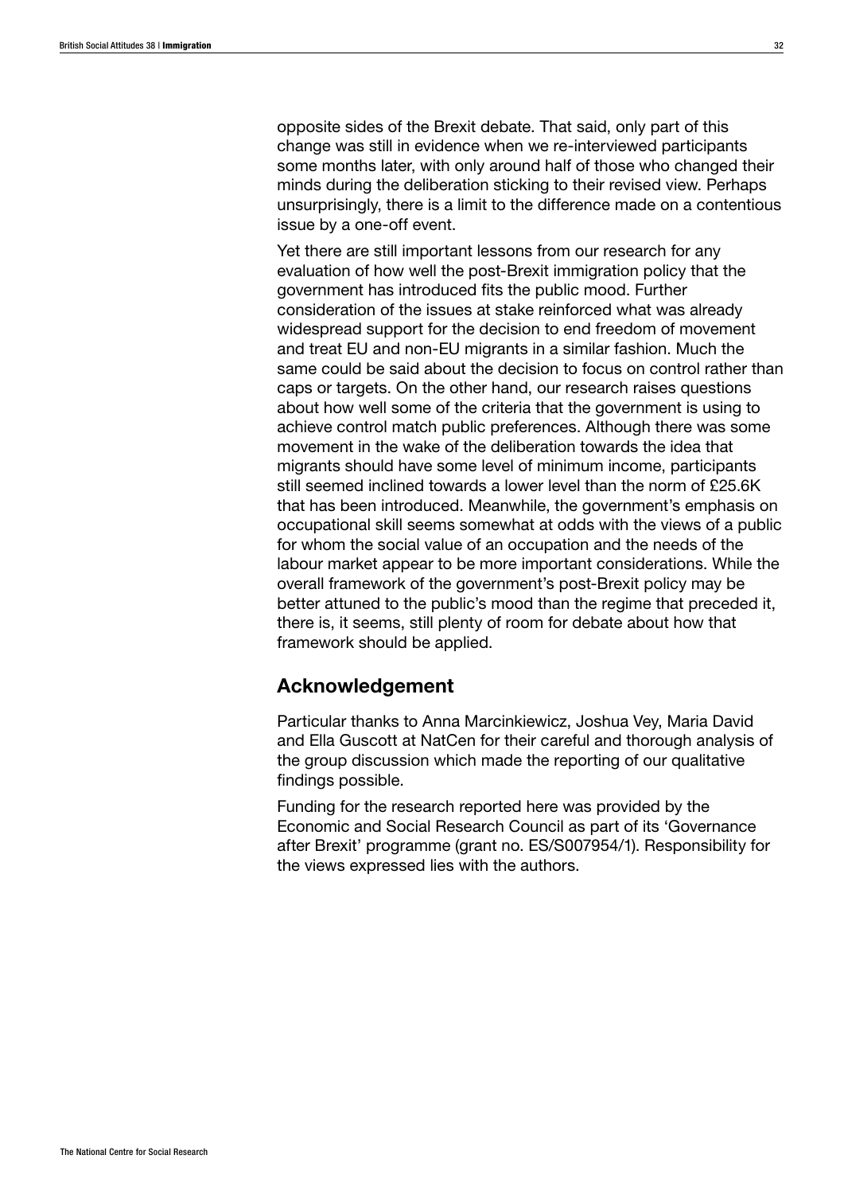opposite sides of the Brexit debate. That said, only part of this change was still in evidence when we re-interviewed participants some months later, with only around half of those who changed their minds during the deliberation sticking to their revised view. Perhaps unsurprisingly, there is a limit to the difference made on a contentious issue by a one-off event.

Yet there are still important lessons from our research for any evaluation of how well the post-Brexit immigration policy that the government has introduced fits the public mood. Further consideration of the issues at stake reinforced what was already widespread support for the decision to end freedom of movement and treat EU and non-EU migrants in a similar fashion. Much the same could be said about the decision to focus on control rather than caps or targets. On the other hand, our research raises questions about how well some of the criteria that the government is using to achieve control match public preferences. Although there was some movement in the wake of the deliberation towards the idea that migrants should have some level of minimum income, participants still seemed inclined towards a lower level than the norm of £25.6K that has been introduced. Meanwhile, the government's emphasis on occupational skill seems somewhat at odds with the views of a public for whom the social value of an occupation and the needs of the labour market appear to be more important considerations. While the overall framework of the government's post-Brexit policy may be better attuned to the public's mood than the regime that preceded it, there is, it seems, still plenty of room for debate about how that framework should be applied.

## Acknowledgement

Particular thanks to Anna Marcinkiewicz, Joshua Vey, Maria David and Ella Guscott at NatCen for their careful and thorough analysis of the group discussion which made the reporting of our qualitative findings possible.

Funding for the research reported here was provided by the Economic and Social Research Council as part of its 'Governance after Brexit' programme (grant no. ES/S007954/1). Responsibility for the views expressed lies with the authors.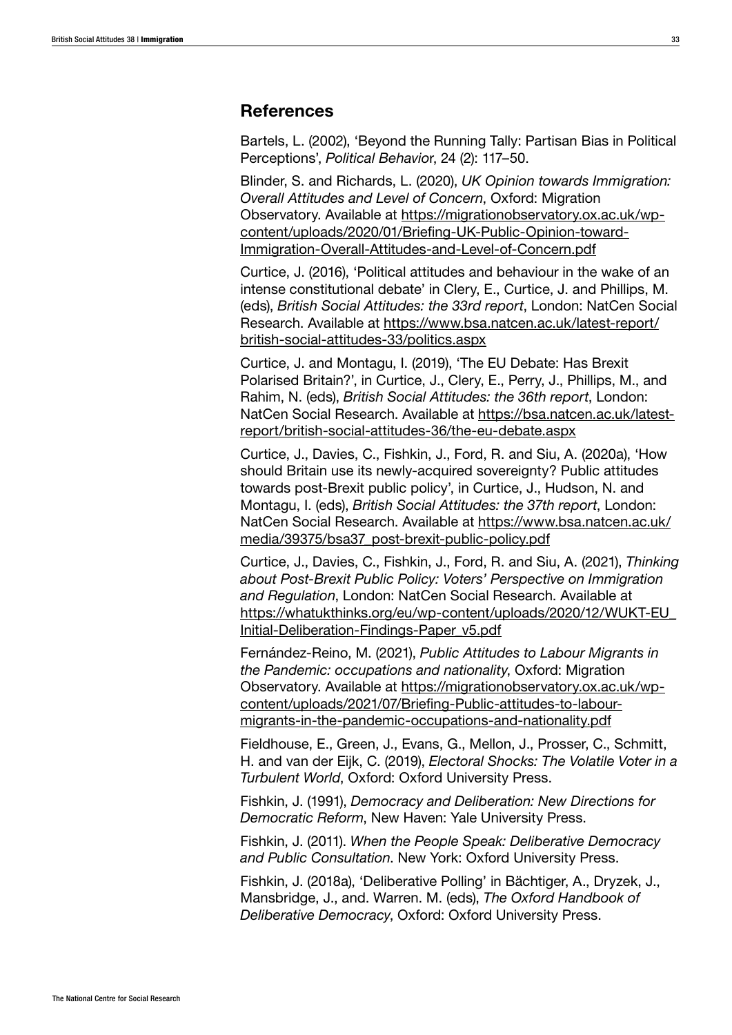## References

Bartels, L. (2002), 'Beyond the Running Tally: Partisan Bias in Political Perceptions', *Political Behavio*r, 24 (2): 117–50.

Blinder, S. and Richards, L. (2020), *UK Opinion towards Immigration: Overall Attitudes and Level of Concern*, Oxford: Migration Observatory. Available at https://migrationobservatory.ox.ac.uk/wp-content/uploads/2020/01/Briefing-UK-Public-Opinion-toward-Immigration-Overall-Attitudes-and-Level-of-Concern.pdf

Curtice, J. (2016), 'Political attitudes and behaviour in the wake of an intense constitutional debate' in Clery, E., Curtice, J. and Phillips, M. (eds), *British Social Attitudes: the 33rd report*, London: NatCen Social Research. Available at https://www.bsa.natcen.ac.uk/latest-report/british-social-attitudes-33/politics.aspx

Curtice, J. and Montagu, I. (2019), 'The EU Debate: Has Brexit Polarised Britain?', in Curtice, J., Clery, E., Perry, J., Phillips, M., and Rahim, N. (eds), *British Social Attitudes: the 36th report*, London: NatCen Social Research. Available at https://bsa.natcen.ac.uk/latest-report/british-social-attitudes-36/the-eu-debate.aspx

Curtice, J., Davies, C., Fishkin, J., Ford, R. and Siu, A. (2020a), 'How should Britain use its newly-acquired sovereignty? Public attitudes towards post-Brexit public policy', in Curtice, J., Hudson, N. and Montagu, I. (eds), *British Social Attitudes: the 37th report*, London: NatCen Social Research. Available at https://www.bsa.natcen.ac.uk/media/39375/bsa37_post-brexit-public-policy.pdf

Curtice, J., Davies, C., Fishkin, J., Ford, R. and Siu, A. (2021), *Thinking about Post-Brexit Public Policy: Voters' Perspective on Immigration and Regulation*, London: NatCen Social Research. Available at https://whatukthinks.org/eu/wp-content/uploads/2020/12/WUKT-EU_Initial-Deliberation-Findings-Paper_v5.pdf

Fernández-Reino, M. (2021), *Public Attitudes to Labour Migrants in the Pandemic: occupations and nationality*, Oxford: Migration Observatory. Available at https://migrationobservatory.ox.ac.uk/wp-content/uploads/2021/07/Briefing-Public-attitudes-to-labour-migrants-in-the-pandemic-occupations-and-nationality.pdf

Fieldhouse, E., Green, J., Evans, G., Mellon, J., Prosser, C., Schmitt, H. and van der Eijk, C. (2019), *Electoral Shocks: The Volatile Voter in a Turbulent World*, Oxford: Oxford University Press.

Fishkin, J. (1991), *Democracy and Deliberation: New Directions for Democratic Reform*, New Haven: Yale University Press.

Fishkin, J. (2011). *When the People Speak: Deliberative Democracy and Public Consultation*. New York: Oxford University Press.

Fishkin, J. (2018a), 'Deliberative Polling' in Bächtiger, A., Dryzek, J., Mansbridge, J., and. Warren. M. (eds), *The Oxford Handbook of Deliberative Democracy*, Oxford: Oxford University Press.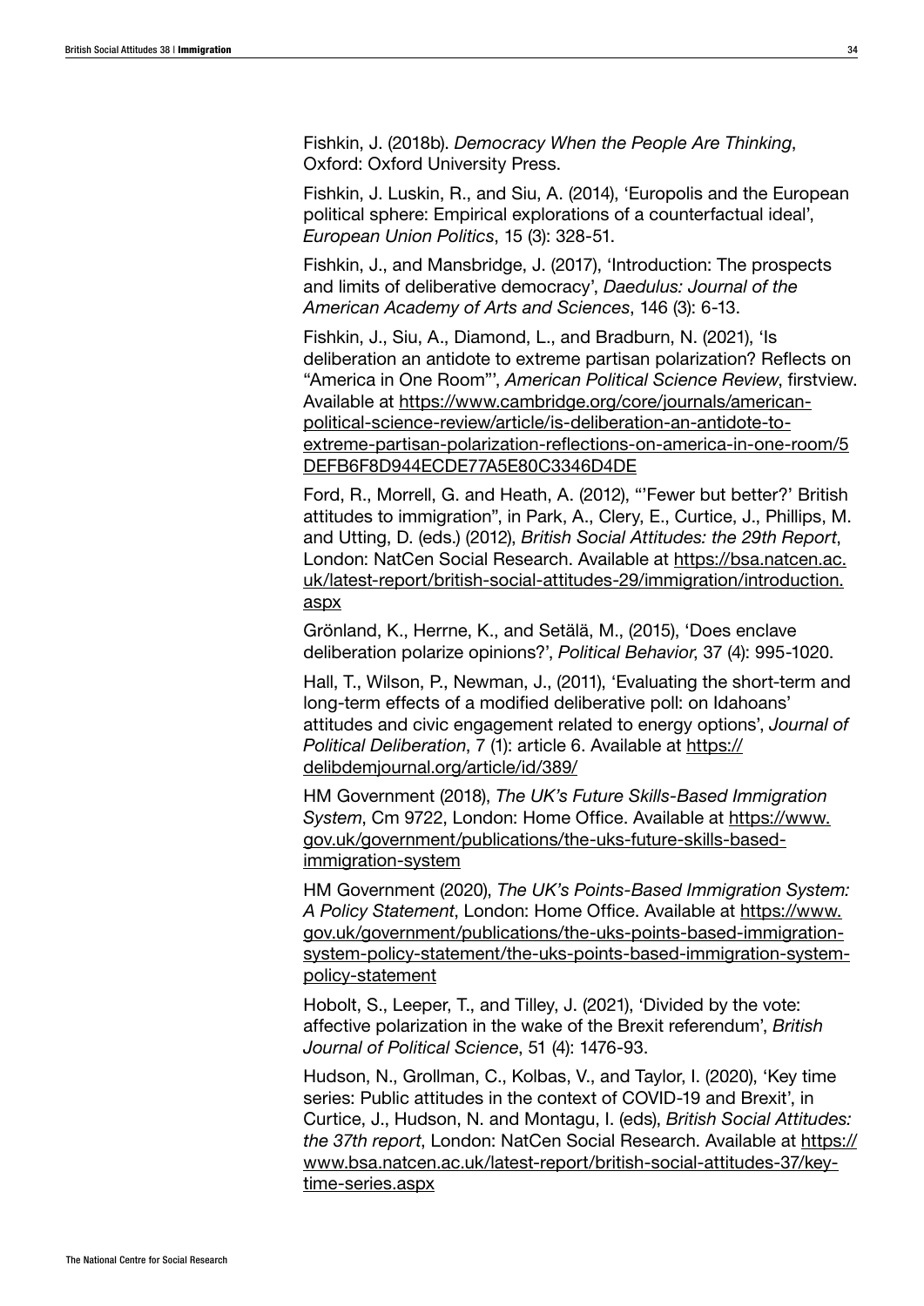Fishkin, J. (2018b). *Democracy When the People Are Thinking*, Oxford: Oxford University Press.

Fishkin, J. Luskin, R., and Siu, A. (2014), 'Europolis and the European political sphere: Empirical explorations of a counterfactual ideal', *European Union Politics*, 15 (3): 328-51.

Fishkin, J., and Mansbridge, J. (2017), 'Introduction: The prospects and limits of deliberative democracy', *Daedulus: Journal of the American Academy of Arts and Sciences*, 146 (3): 6-13.

Fishkin, J., Siu, A., Diamond, L., and Bradburn, N. (2021), 'Is deliberation an antidote to extreme partisan polarization? Reflects on "America in One Room"', *American Political Science Review*, firstview. Available at https://www.cambridge.org/core/journals/american-political-science-review/article/is-deliberation-an-antidote-to-extreme-partisan-polarization-reflections-on-america-in-one-room/5DEFB6F8D944ECDE77A5E80C3346D4DE

Ford, R., Morrell, G. and Heath, A. (2012), "'Fewer but better?' British attitudes to immigration", in Park, A., Clery, E., Curtice, J., Phillips, M. and Utting, D. (eds.) (2012), *British Social Attitudes: the 29th Report*, London: NatCen Social Research. Available at https://bsa.natcen.ac.uk/latest-report/british-social-attitudes-29/immigration/introduction.aspx

Grönland, K., Herrne, K., and Setälä, M., (2015), 'Does enclave deliberation polarize opinions?', *Political Behavior*, 37 (4): 995-1020.

Hall, T., Wilson, P., Newman, J., (2011), 'Evaluating the short-term and long-term effects of a modified deliberative poll: on Idahoans' attitudes and civic engagement related to energy options', *Journal of Political Deliberation*, 7 (1): article 6. Available at https://delibdemjournal.org/article/id/389/

HM Government (2018), *The UK's Future Skills-Based Immigration System*, Cm 9722, London: Home Office. Available at https://www.gov.uk/government/publications/the-uks-future-skills-based-immigration-system

HM Government (2020), *The UK's Points-Based Immigration System: A Policy Statement*, London: Home Office. Available at https://www.gov.uk/government/publications/the-uks-points-based-immigration-system-policy-statement/the-uks-points-based-immigration-system-policy-statement

Hobolt, S., Leeper, T., and Tilley, J. (2021), 'Divided by the vote: affective polarization in the wake of the Brexit referendum', *British Journal of Political Science*, 51 (4): 1476-93.

Hudson, N., Grollman, C., Kolbas, V., and Taylor, I. (2020), 'Key time series: Public attitudes in the context of COVID-19 and Brexit', in Curtice, J., Hudson, N. and Montagu, I. (eds), *British Social Attitudes: the 37th report*, London: NatCen Social Research. Available at https://www.bsa.natcen.ac.uk/latest-report/british-social-attitudes-37/key-time-series.aspx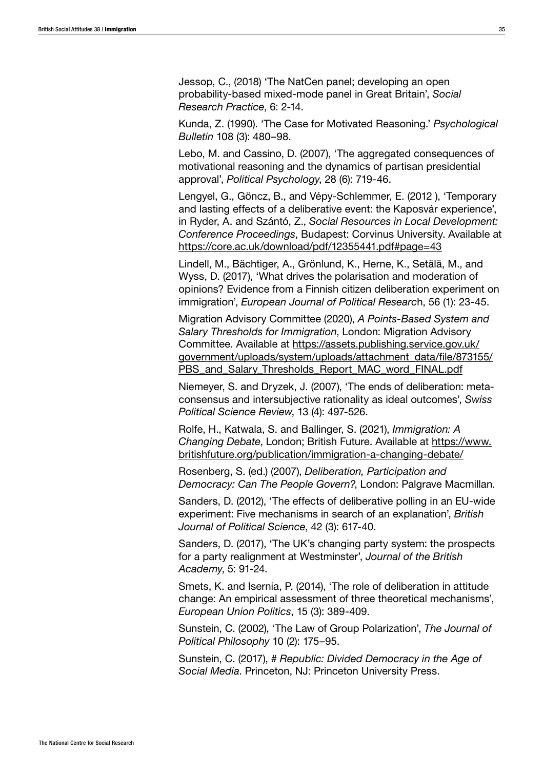Jessop, C., (2018) 'The NatCen panel; developing an open probability-based mixed-mode panel in Great Britain', *Social Research Practice*, 6: 2-14.

Kunda, Z. (1990). 'The Case for Motivated Reasoning.' *Psychological Bulletin* 108 (3): 480–98.

Lebo, M. and Cassino, D. (2007), 'The aggregated consequences of motivational reasoning and the dynamics of partisan presidential approval', *Political Psychology*, 28 (6): 719-46.

Lengyel, G., Göncz, B., and Vépy-Schlemmer, E. (2012 ), 'Temporary and lasting effects of a deliberative event: the Kaposvár experience', in Ryder, A. and Szántó, Z., *Social Resources in Local Development: Conference Proceedings*, Budapest: Corvinus University. Available at https://core.ac.uk/download/pdf/12355441.pdf#page=43

Lindell, M., Bächtiger, A., Grönlund, K., Herne, K., Setälä, M., and Wyss, D. (2017), 'What drives the polarisation and moderation of opinions? Evidence from a Finnish citizen deliberation experiment on immigration', *European Journal of Political Research*, 56 (1): 23-45.

Migration Advisory Committee (2020), *A Points-Based System and Salary Thresholds for Immigration*, London: Migration Advisory Committee. Available at https://assets.publishing.service.gov.uk/government/uploads/system/uploads/attachment_data/file/873155/PBS_and_Salary_Thresholds_Report_MAC_word_FINAL.pdf

Niemeyer, S. and Dryzek, J. (2007), 'The ends of deliberation: meta-consensus and intersubjective rationality as ideal outcomes', *Swiss Political Science Review*, 13 (4): 497-526.

Rolfe, H., Katwala, S. and Ballinger, S. (2021), *Immigration: A Changing Debate*, London; British Future. Available at https://www.britishfuture.org/publication/immigration-a-changing-debate/

Rosenberg, S. (ed.) (2007), *Deliberation, Participation and Democracy: Can The People Govern?*, London: Palgrave Macmillan.

Sanders, D. (2012), 'The effects of deliberative polling in an EU-wide experiment: Five mechanisms in search of an explanation', *British Journal of Political Science*, 42 (3): 617-40.

Sanders, D. (2017), 'The UK's changing party system: the prospects for a party realignment at Westminster', *Journal of the British Academy*, 5: 91-24.

Smets, K. and Isernia, P. (2014), 'The role of deliberation in attitude change: An empirical assessment of three theoretical mechanisms', *European Union Politics*, 15 (3): 389-409.

Sunstein, C. (2002), 'The Law of Group Polarization', *The Journal of Political Philosophy* 10 (2): 175–95.

Sunstein, C. (2017), # *Republic: Divided Democracy in the Age of Social Media*. Princeton, NJ: Princeton University Press.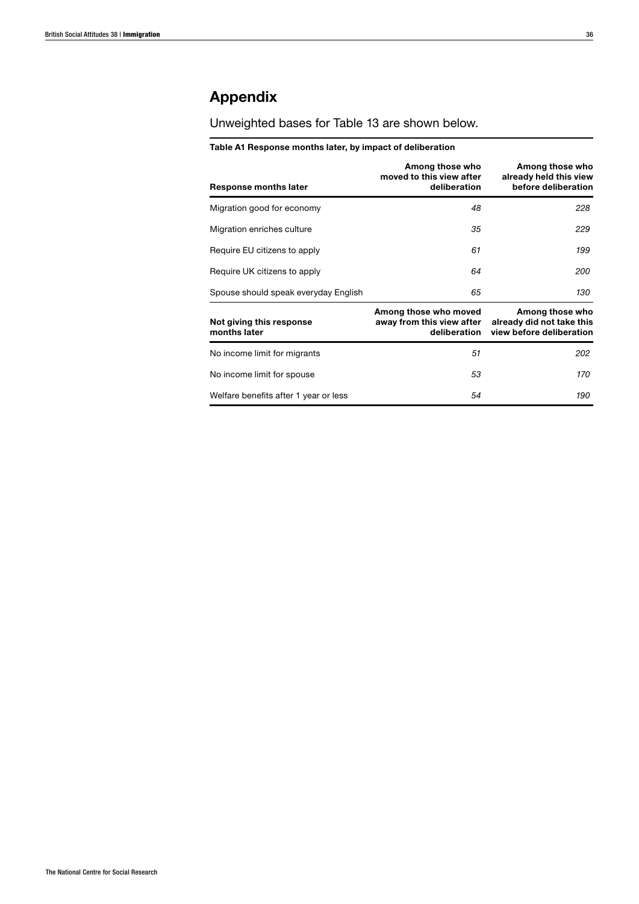# Appendix

Unweighted bases for Table 13 are shown below.

**Table A1 Response months later, by impact of deliberation**

| Response months later | Among those who moved to this view after deliberation | Among those who already held this view before deliberation |
|---|---|---|
| Migration good for economy | *48* | *228* |
| Migration enriches culture | *35* | *229* |
| Require EU citizens to apply | *61* | *199* |
| Require UK citizens to apply | *64* | *200* |
| Spouse should speak everyday English | *65* | *130* |
| **Not giving this response months later** | **Among those who moved away from this view after deliberation** | **Among those who already did not take this view before deliberation** |
| No income limit for migrants | *51* | *202* |
| No income limit for spouse | *53* | *170* |
| Welfare benefits after 1 year or less | *54* | *190* |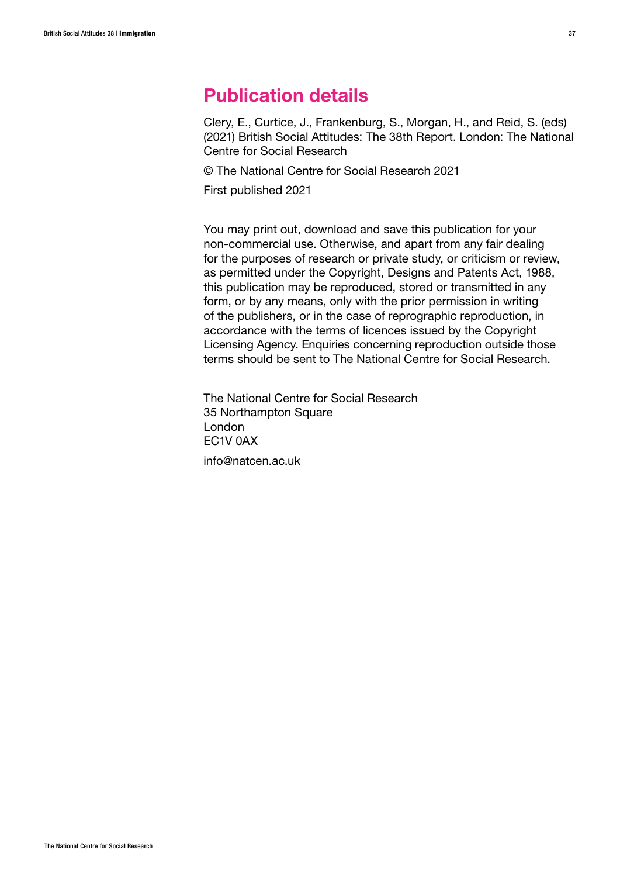## Publication details

Clery, E., Curtice, J., Frankenburg, S., Morgan, H., and Reid, S. (eds) (2021) British Social Attitudes: The 38th Report. London: The National Centre for Social Research

© The National Centre for Social Research 2021

First published 2021

You may print out, download and save this publication for your non-commercial use. Otherwise, and apart from any fair dealing for the purposes of research or private study, or criticism or review, as permitted under the Copyright, Designs and Patents Act, 1988, this publication may be reproduced, stored or transmitted in any form, or by any means, only with the prior permission in writing of the publishers, or in the case of reprographic reproduction, in accordance with the terms of licences issued by the Copyright Licensing Agency. Enquiries concerning reproduction outside those terms should be sent to The National Centre for Social Research.

The National Centre for Social Research
35 Northampton Square
London
EC1V 0AX

info@natcen.ac.uk